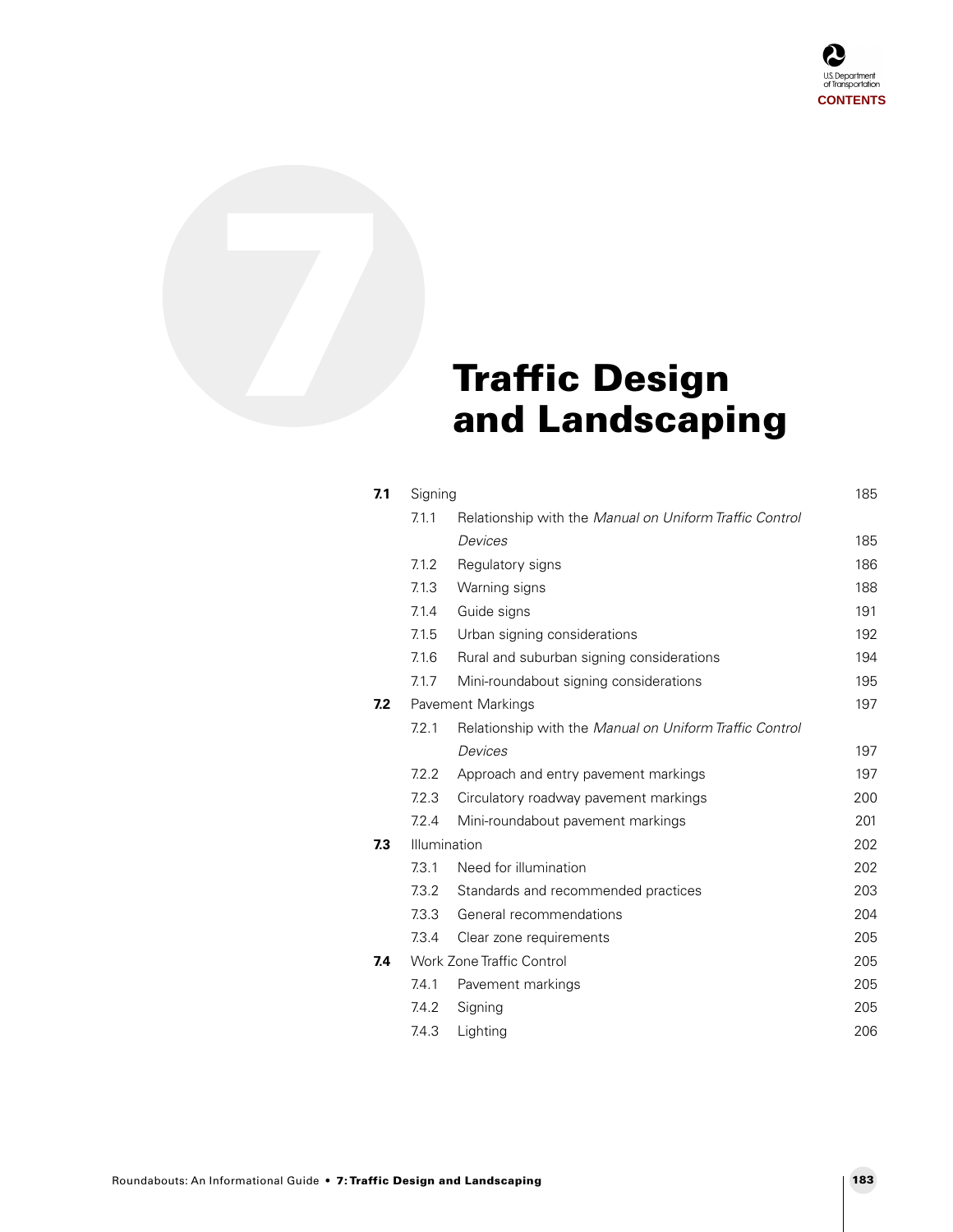# 7 Traffic Design and Landscaping

| | | | |
|---|---|---|---|
| **7.1** | Signing | | 185 |
| | 7.1.1 | Relationship with the *Manual on Uniform Traffic Control Devices* | 185 |
| | 7.1.2 | Regulatory signs | 186 |
| | 7.1.3 | Warning signs | 188 |
| | 7.1.4 | Guide signs | 191 |
| | 7.1.5 | Urban signing considerations | 192 |
| | 7.1.6 | Rural and suburban signing considerations | 194 |
| | 7.1.7 | Mini-roundabout signing considerations | 195 |
| **7.2** | Pavement Markings | | 197 |
| | 7.2.1 | Relationship with the *Manual on Uniform Traffic Control Devices* | 197 |
| | 7.2.2 | Approach and entry pavement markings | 197 |
| | 7.2.3 | Circulatory roadway pavement markings | 200 |
| | 7.2.4 | Mini-roundabout pavement markings | 201 |
| **7.3** | Illumination | | 202 |
| | 7.3.1 | Need for illumination | 202 |
| | 7.3.2 | Standards and recommended practices | 203 |
| | 7.3.3 | General recommendations | 204 |
| | 7.3.4 | Clear zone requirements | 205 |
| **7.4** | Work Zone Traffic Control | | 205 |
| | 7.4.1 | Pavement markings | 205 |
| | 7.4.2 | Signing | 205 |
| | 7.4.3 | Lighting | 206 |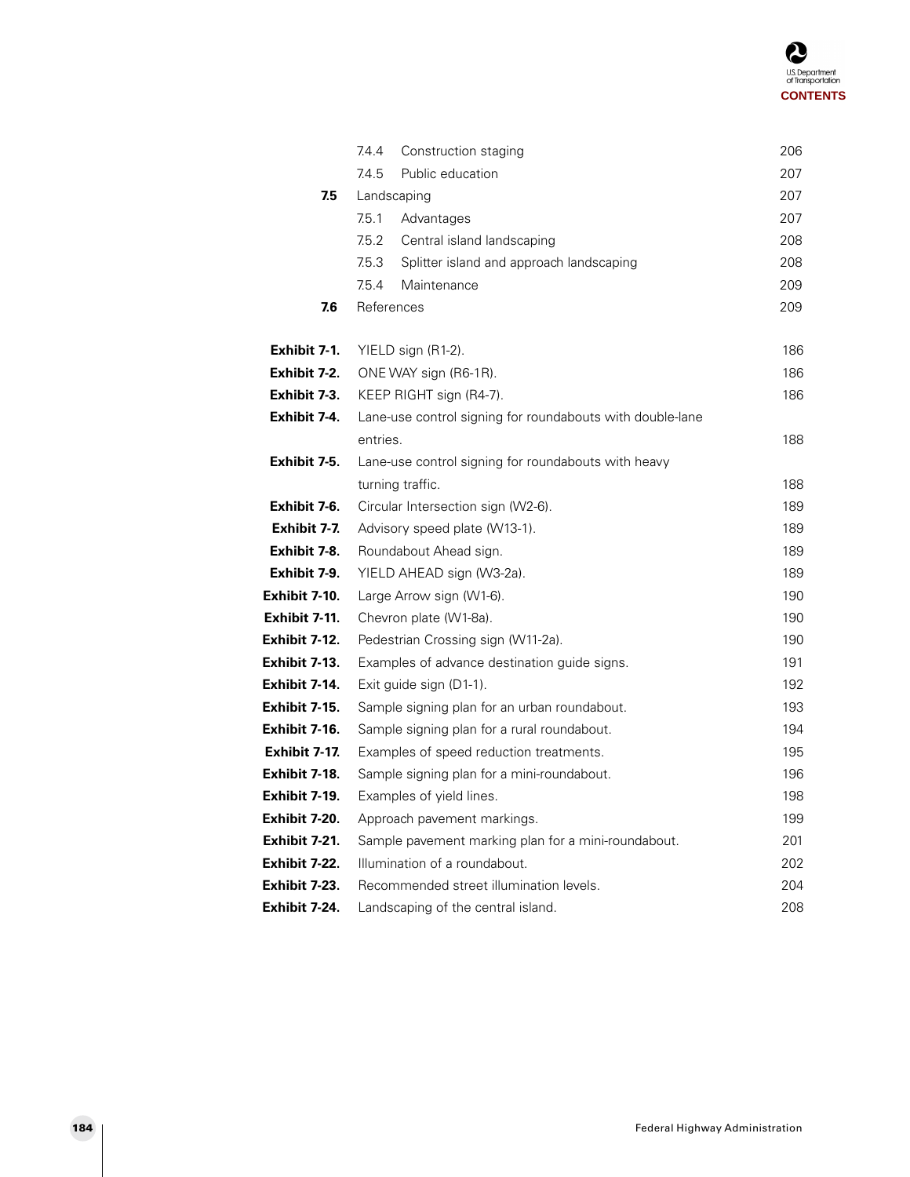| | | |
|---|---|---|
| | 7.4.4 Construction staging | 206 |
| | 7.4.5 Public education | 207 |
| **7.5** | Landscaping | 207 |
| | 7.5.1 Advantages | 207 |
| | 7.5.2 Central island landscaping | 208 |
| | 7.5.3 Splitter island and approach landscaping | 208 |
| | 7.5.4 Maintenance | 209 |
| **7.6** | References | 209 |

| | | |
|---|---|---|
| **Exhibit 7-1.** | YIELD sign (R1-2). | 186 |
| **Exhibit 7-2.** | ONE WAY sign (R6-1R). | 186 |
| **Exhibit 7-3.** | KEEP RIGHT sign (R4-7). | 186 |
| **Exhibit 7-4.** | Lane-use control signing for roundabouts with double-lane entries. | 188 |
| **Exhibit 7-5.** | Lane-use control signing for roundabouts with heavy turning traffic. | 188 |
| **Exhibit 7-6.** | Circular Intersection sign (W2-6). | 189 |
| **Exhibit 7-7.** | Advisory speed plate (W13-1). | 189 |
| **Exhibit 7-8.** | Roundabout Ahead sign. | 189 |
| **Exhibit 7-9.** | YIELD AHEAD sign (W3-2a). | 189 |
| **Exhibit 7-10.** | Large Arrow sign (W1-6). | 190 |
| **Exhibit 7-11.** | Chevron plate (W1-8a). | 190 |
| **Exhibit 7-12.** | Pedestrian Crossing sign (W11-2a). | 190 |
| **Exhibit 7-13.** | Examples of advance destination guide signs. | 191 |
| **Exhibit 7-14.** | Exit guide sign (D1-1). | 192 |
| **Exhibit 7-15.** | Sample signing plan for an urban roundabout. | 193 |
| **Exhibit 7-16.** | Sample signing plan for a rural roundabout. | 194 |
| **Exhibit 7-17.** | Examples of speed reduction treatments. | 195 |
| **Exhibit 7-18.** | Sample signing plan for a mini-roundabout. | 196 |
| **Exhibit 7-19.** | Examples of yield lines. | 198 |
| **Exhibit 7-20.** | Approach pavement markings. | 199 |
| **Exhibit 7-21.** | Sample pavement marking plan for a mini-roundabout. | 201 |
| **Exhibit 7-22.** | Illumination of a roundabout. | 202 |
| **Exhibit 7-23.** | Recommended street illumination levels. | 204 |
| **Exhibit 7-24.** | Landscaping of the central island. | 208 |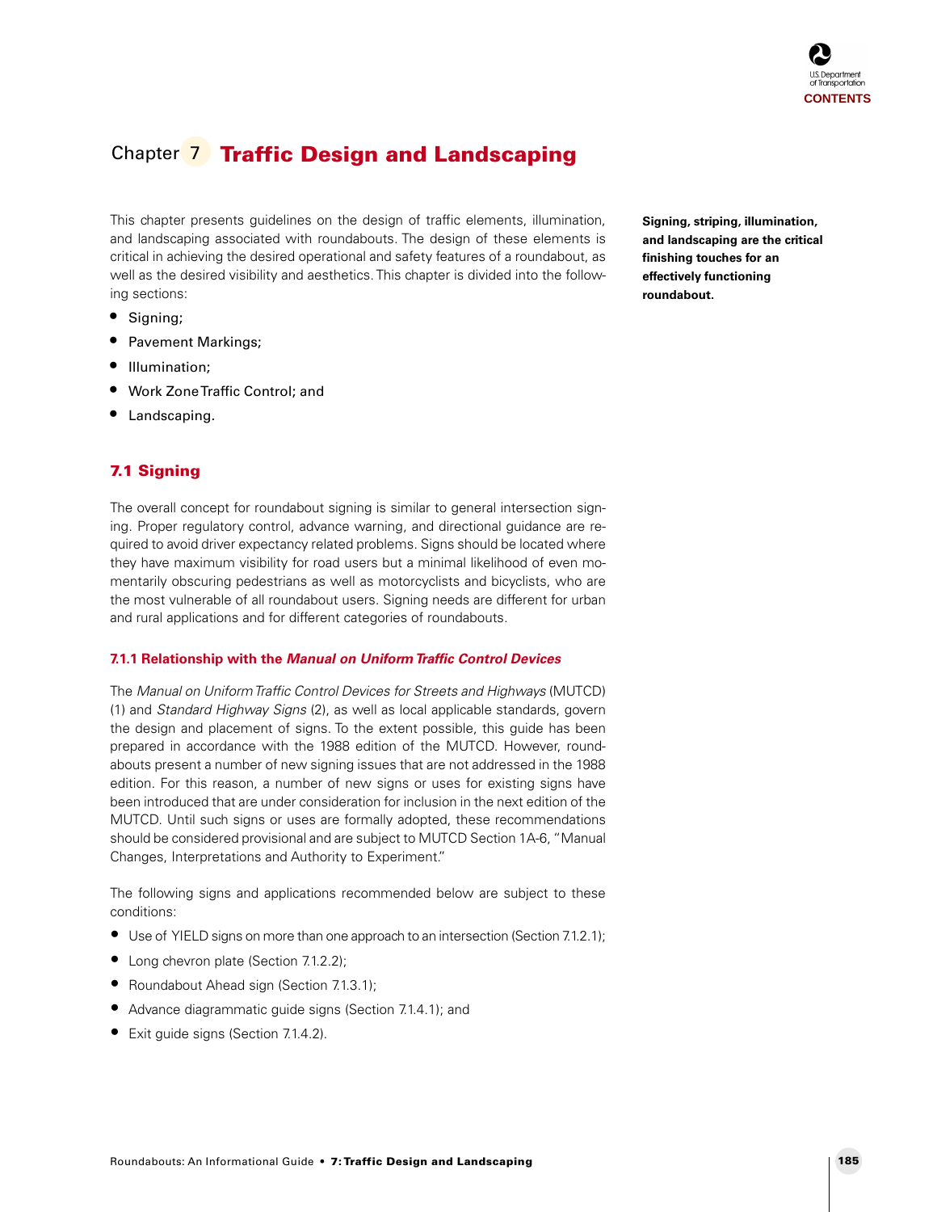# Chapter 7 Traffic Design and Landscaping

This chapter presents guidelines on the design of traffic elements, illumination, and landscaping associated with roundabouts. The design of these elements is critical in achieving the desired operational and safety features of a roundabout, as well as the desired visibility and aesthetics. This chapter is divided into the following sections:

- Signing;
- Pavement Markings;
- Illumination;
- Work Zone Traffic Control; and
- Landscaping.

**Signing, striping, illumination, and landscaping are the critical finishing touches for an effectively functioning roundabout.**

## 7.1 Signing

The overall concept for roundabout signing is similar to general intersection signing. Proper regulatory control, advance warning, and directional guidance are required to avoid driver expectancy related problems. Signs should be located where they have maximum visibility for road users but a minimal likelihood of even momentarily obscuring pedestrians as well as motorcyclists and bicyclists, who are the most vulnerable of all roundabout users. Signing needs are different for urban and rural applications and for different categories of roundabouts.

### 7.1.1 Relationship with the *Manual on Uniform Traffic Control Devices*

The *Manual on Uniform Traffic Control Devices for Streets and Highways* (MUTCD) (1) and *Standard Highway Signs* (2), as well as local applicable standards, govern the design and placement of signs. To the extent possible, this guide has been prepared in accordance with the 1988 edition of the MUTCD. However, roundabouts present a number of new signing issues that are not addressed in the 1988 edition. For this reason, a number of new signs or uses for existing signs have been introduced that are under consideration for inclusion in the next edition of the MUTCD. Until such signs or uses are formally adopted, these recommendations should be considered provisional and are subject to MUTCD Section 1A-6, "Manual Changes, Interpretations and Authority to Experiment."

The following signs and applications recommended below are subject to these conditions:

- Use of YIELD signs on more than one approach to an intersection (Section 7.1.2.1);
- Long chevron plate (Section 7.1.2.2);
- Roundabout Ahead sign (Section 7.1.3.1);
- Advance diagrammatic guide signs (Section 7.1.4.1); and
- Exit guide signs (Section 7.1.4.2).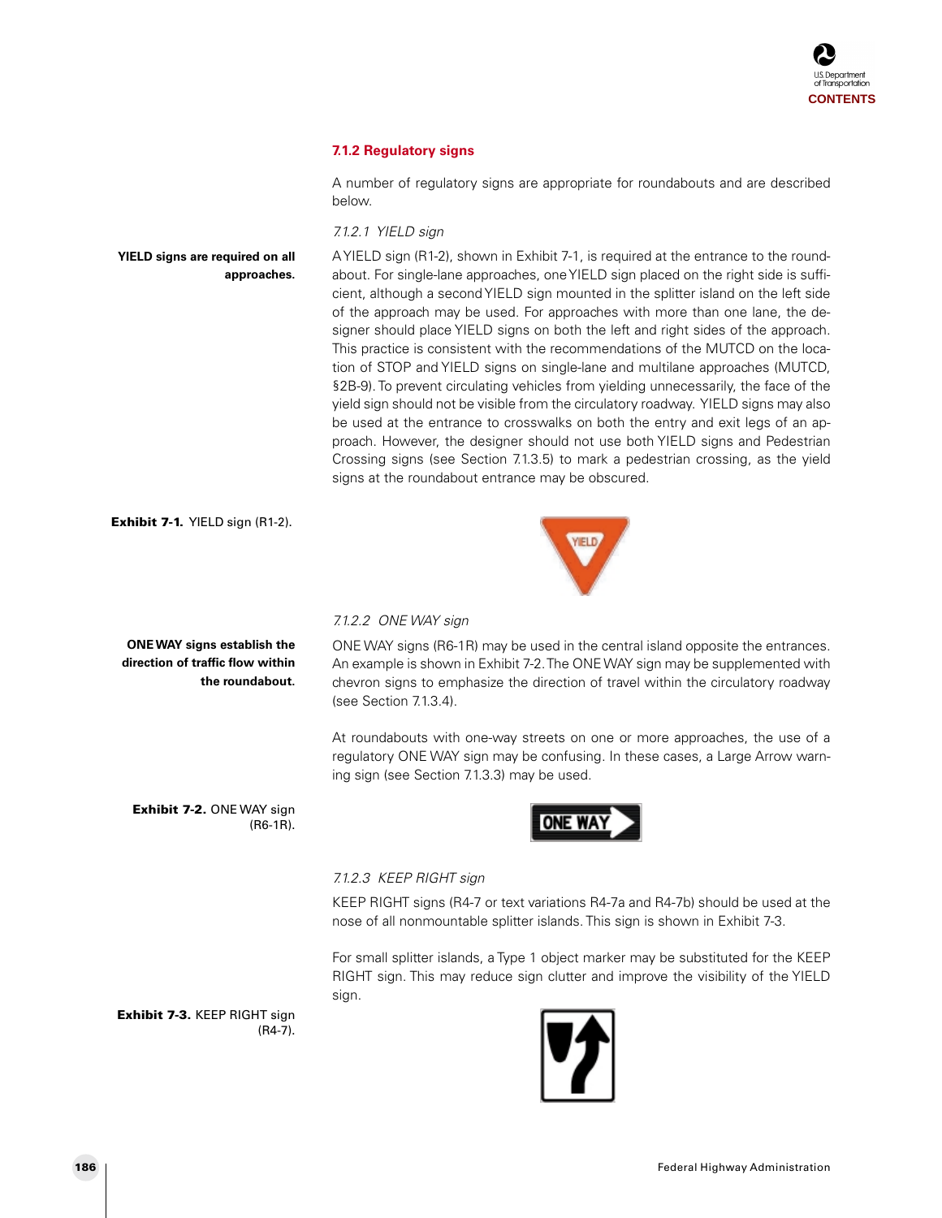### 7.1.2 Regulatory signs

A number of regulatory signs are appropriate for roundabouts and are described below.

*7.1.2.1 YIELD sign*

**YIELD signs are required on all approaches.**

A YIELD sign (R1-2), shown in Exhibit 7-1, is required at the entrance to the roundabout. For single-lane approaches, one YIELD sign placed on the right side is sufficient, although a second YIELD sign mounted in the splitter island on the left side of the approach may be used. For approaches with more than one lane, the designer should place YIELD signs on both the left and right sides of the approach. This practice is consistent with the recommendations of the MUTCD on the location of STOP and YIELD signs on single-lane and multilane approaches (MUTCD, §2B-9). To prevent circulating vehicles from yielding unnecessarily, the face of the yield sign should not be visible from the circulatory roadway. YIELD signs may also be used at the entrance to crosswalks on both the entry and exit legs of an approach. However, the designer should not use both YIELD signs and Pedestrian Crossing signs (see Section 7.1.3.5) to mark a pedestrian crossing, as the yield signs at the roundabout entrance may be obscured.

**Exhibit 7-1.** YIELD sign (R1-2).

*7.1.2.2 ONE WAY sign*

**ONE WAY signs establish the direction of traffic flow within the roundabout.**

ONE WAY signs (R6-1R) may be used in the central island opposite the entrances. An example is shown in Exhibit 7-2. The ONE WAY sign may be supplemented with chevron signs to emphasize the direction of travel within the circulatory roadway (see Section 7.1.3.4).

At roundabouts with one-way streets on one or more approaches, the use of a regulatory ONE WAY sign may be confusing. In these cases, a Large Arrow warning sign (see Section 7.1.3.3) may be used.

**Exhibit 7-2.** ONE WAY sign (R6-1R).

*7.1.2.3 KEEP RIGHT sign*

KEEP RIGHT signs (R4-7 or text variations R4-7a and R4-7b) should be used at the nose of all nonmountable splitter islands. This sign is shown in Exhibit 7-3.

For small splitter islands, a Type 1 object marker may be substituted for the KEEP RIGHT sign. This may reduce sign clutter and improve the visibility of the YIELD sign.

**Exhibit 7-3.** KEEP RIGHT sign (R4-7).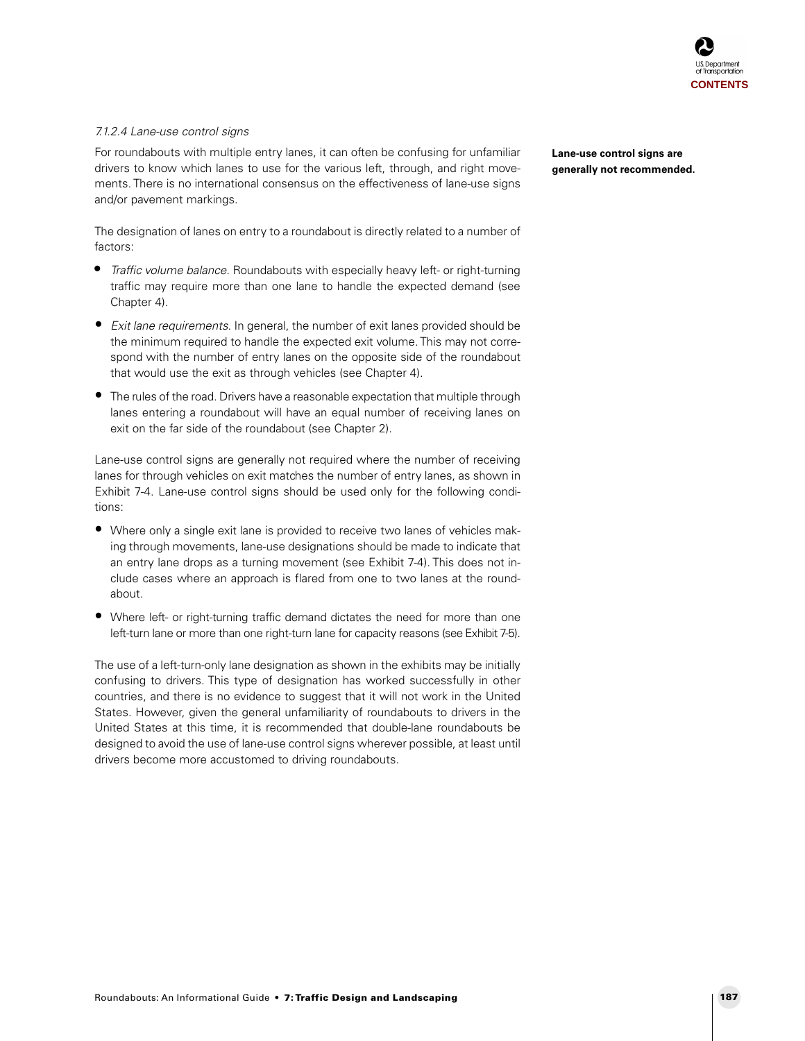#### *7.1.2.4 Lane-use control signs*

For roundabouts with multiple entry lanes, it can often be confusing for unfamiliar drivers to know which lanes to use for the various left, through, and right movements. There is no international consensus on the effectiveness of lane-use signs and/or pavement markings.

**Lane-use control signs are generally not recommended.**

The designation of lanes on entry to a roundabout is directly related to a number of factors:

- *Traffic volume balance.* Roundabouts with especially heavy left- or right-turning traffic may require more than one lane to handle the expected demand (see Chapter 4).
- *Exit lane requirements.* In general, the number of exit lanes provided should be the minimum required to handle the expected exit volume. This may not correspond with the number of entry lanes on the opposite side of the roundabout that would use the exit as through vehicles (see Chapter 4).
- The rules of the road. Drivers have a reasonable expectation that multiple through lanes entering a roundabout will have an equal number of receiving lanes on exit on the far side of the roundabout (see Chapter 2).

Lane-use control signs are generally not required where the number of receiving lanes for through vehicles on exit matches the number of entry lanes, as shown in Exhibit 7-4. Lane-use control signs should be used only for the following conditions:

- Where only a single exit lane is provided to receive two lanes of vehicles making through movements, lane-use designations should be made to indicate that an entry lane drops as a turning movement (see Exhibit 7-4). This does not include cases where an approach is flared from one to two lanes at the roundabout.
- Where left- or right-turning traffic demand dictates the need for more than one left-turn lane or more than one right-turn lane for capacity reasons (see Exhibit 7-5).

The use of a left-turn-only lane designation as shown in the exhibits may be initially confusing to drivers. This type of designation has worked successfully in other countries, and there is no evidence to suggest that it will not work in the United States. However, given the general unfamiliarity of roundabouts to drivers in the United States at this time, it is recommended that double-lane roundabouts be designed to avoid the use of lane-use control signs wherever possible, at least until drivers become more accustomed to driving roundabouts.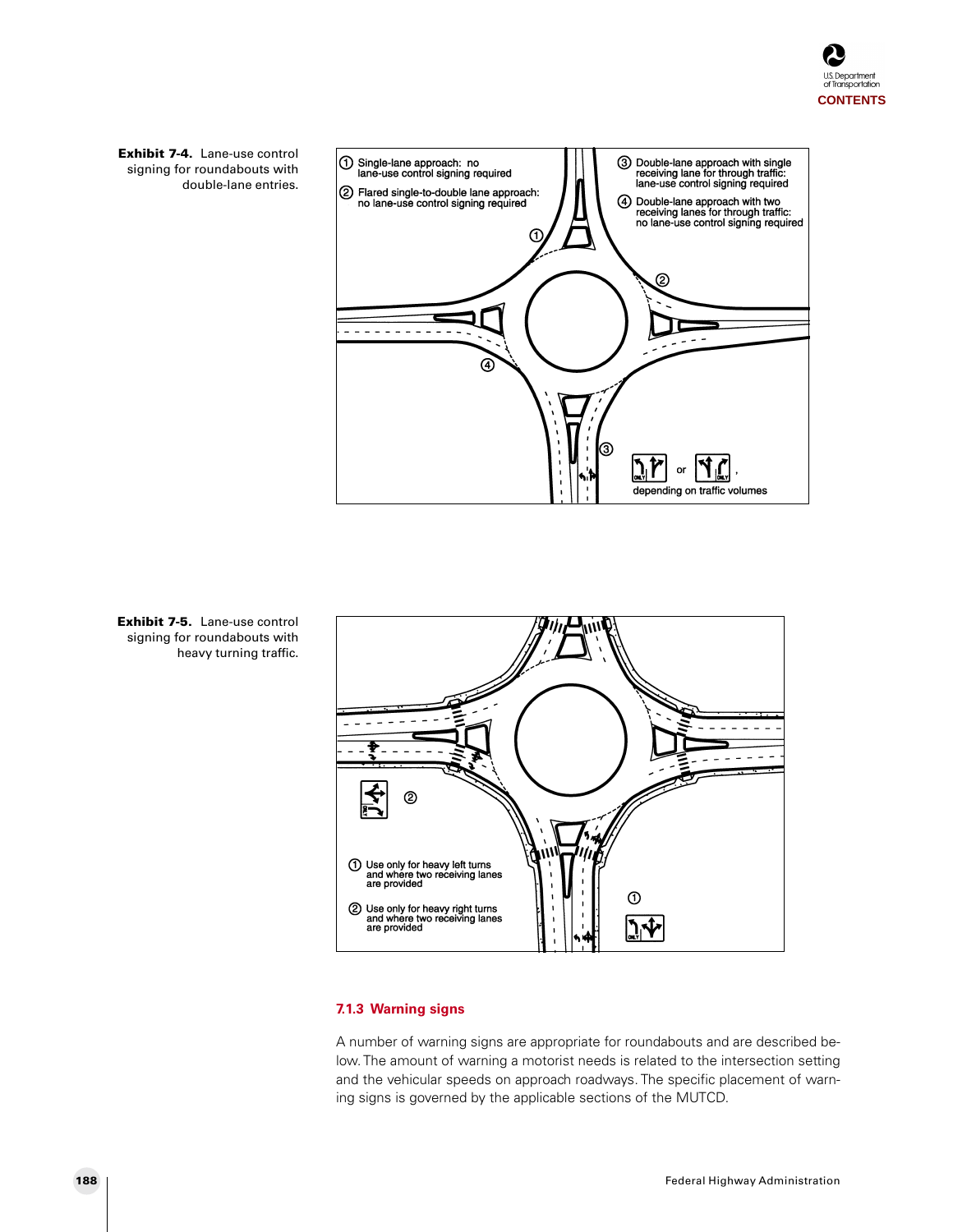**Exhibit 7-4.** Lane-use control signing for roundabouts with double-lane entries.

① Single-lane approach: no lane-use control signing required

② Flared single-to-double lane approach: no lane-use control signing required

③ Double-lane approach with single receiving lane for through traffic: lane-use control signing required

④ Double-lane approach with two receiving lanes for through traffic: no lane-use control signing required

or ,

depending on traffic volumes

**Exhibit 7-5.** Lane-use control signing for roundabouts with heavy turning traffic.

① Use only for heavy left turns and where two receiving lanes are provided

② Use only for heavy right turns and where two receiving lanes are provided

### 7.1.3 Warning signs

A number of warning signs are appropriate for roundabouts and are described below. The amount of warning a motorist needs is related to the intersection setting and the vehicular speeds on approach roadways. The specific placement of warning signs is governed by the applicable sections of the MUTCD.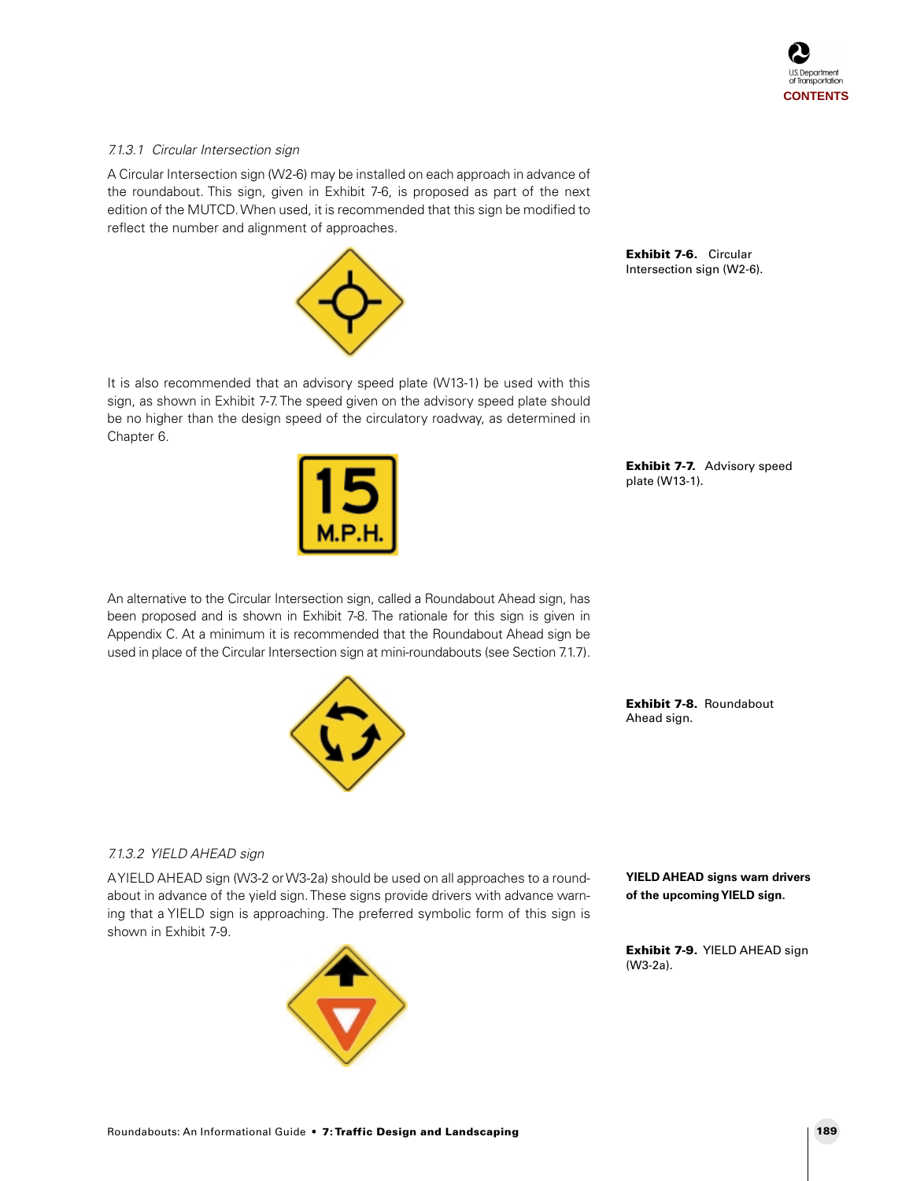#### *7.1.3.1 Circular Intersection sign*

A Circular Intersection sign (W2-6) may be installed on each approach in advance of the roundabout. This sign, given in Exhibit 7-6, is proposed as part of the next edition of the MUTCD. When used, it is recommended that this sign be modified to reflect the number and alignment of approaches.

**Exhibit 7-6.** Circular Intersection sign (W2-6).

It is also recommended that an advisory speed plate (W13-1) be used with this sign, as shown in Exhibit 7-7. The speed given on the advisory speed plate should be no higher than the design speed of the circulatory roadway, as determined in Chapter 6.

**Exhibit 7-7.** Advisory speed plate (W13-1).

An alternative to the Circular Intersection sign, called a Roundabout Ahead sign, has been proposed and is shown in Exhibit 7-8. The rationale for this sign is given in Appendix C. At a minimum it is recommended that the Roundabout Ahead sign be used in place of the Circular Intersection sign at mini-roundabouts (see Section 7.1.7).

**Exhibit 7-8.** Roundabout Ahead sign.

#### *7.1.3.2 YIELD AHEAD sign*

**YIELD AHEAD signs warn drivers of the upcoming YIELD sign.**

A YIELD AHEAD sign (W3-2 or W3-2a) should be used on all approaches to a roundabout in advance of the yield sign. These signs provide drivers with advance warning that a YIELD sign is approaching. The preferred symbolic form of this sign is shown in Exhibit 7-9.

**Exhibit 7-9.** YIELD AHEAD sign (W3-2a).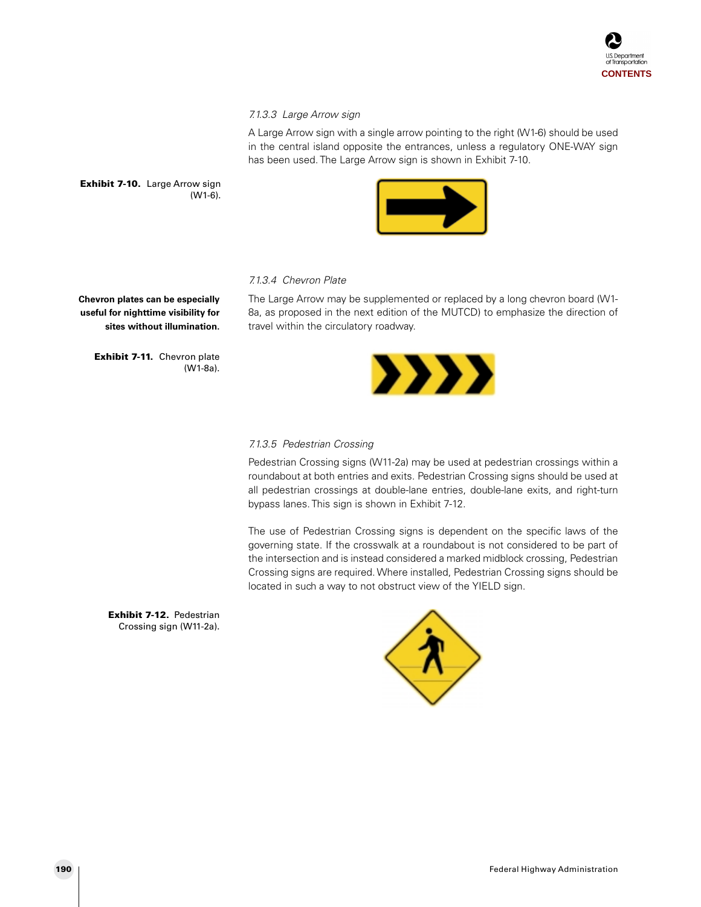#### 7.1.3.3 Large Arrow sign

A Large Arrow sign with a single arrow pointing to the right (W1-6) should be used in the central island opposite the entrances, unless a regulatory ONE-WAY sign has been used. The Large Arrow sign is shown in Exhibit 7-10.

**Exhibit 7-10.** Large Arrow sign (W1-6).

#### 7.1.3.4 Chevron Plate

**Chevron plates can be especially useful for nighttime visibility for sites without illumination.**

The Large Arrow may be supplemented or replaced by a long chevron board (W1-8a, as proposed in the next edition of the MUTCD) to emphasize the direction of travel within the circulatory roadway.

**Exhibit 7-11.** Chevron plate (W1-8a).

#### 7.1.3.5 Pedestrian Crossing

Pedestrian Crossing signs (W11-2a) may be used at pedestrian crossings within a roundabout at both entries and exits. Pedestrian Crossing signs should be used at all pedestrian crossings at double-lane entries, double-lane exits, and right-turn bypass lanes. This sign is shown in Exhibit 7-12.

The use of Pedestrian Crossing signs is dependent on the specific laws of the governing state. If the crosswalk at a roundabout is not considered to be part of the intersection and is instead considered a marked midblock crossing, Pedestrian Crossing signs are required. Where installed, Pedestrian Crossing signs should be located in such a way to not obstruct view of the YIELD sign.

**Exhibit 7-12.** Pedestrian Crossing sign (W11-2a).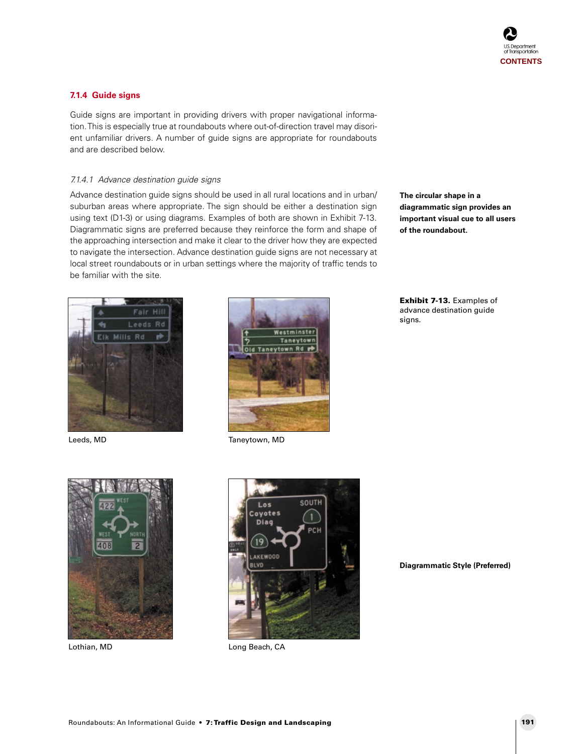### 7.1.4 Guide signs

Guide signs are important in providing drivers with proper navigational information. This is especially true at roundabouts where out-of-direction travel may disorient unfamiliar drivers. A number of guide signs are appropriate for roundabouts and are described below.

#### *7.1.4.1 Advance destination guide signs*

Advance destination guide signs should be used in all rural locations and in urban/suburban areas where appropriate. The sign should be either a destination sign using text (D1-3) or using diagrams. Examples of both are shown in Exhibit 7-13. Diagrammatic signs are preferred because they reinforce the form and shape of the approaching intersection and make it clear to the driver how they are expected to navigate the intersection. Advance destination guide signs are not necessary at local street roundabouts or in urban settings where the majority of traffic tends to be familiar with the site.

**The circular shape in a diagrammatic sign provides an important visual cue to all users of the roundabout.**

**Exhibit 7-13.** Examples of advance destination guide signs.

Leeds, MD

Taneytown, MD

Lothian, MD

Long Beach, CA

**Diagrammatic Style (Preferred)**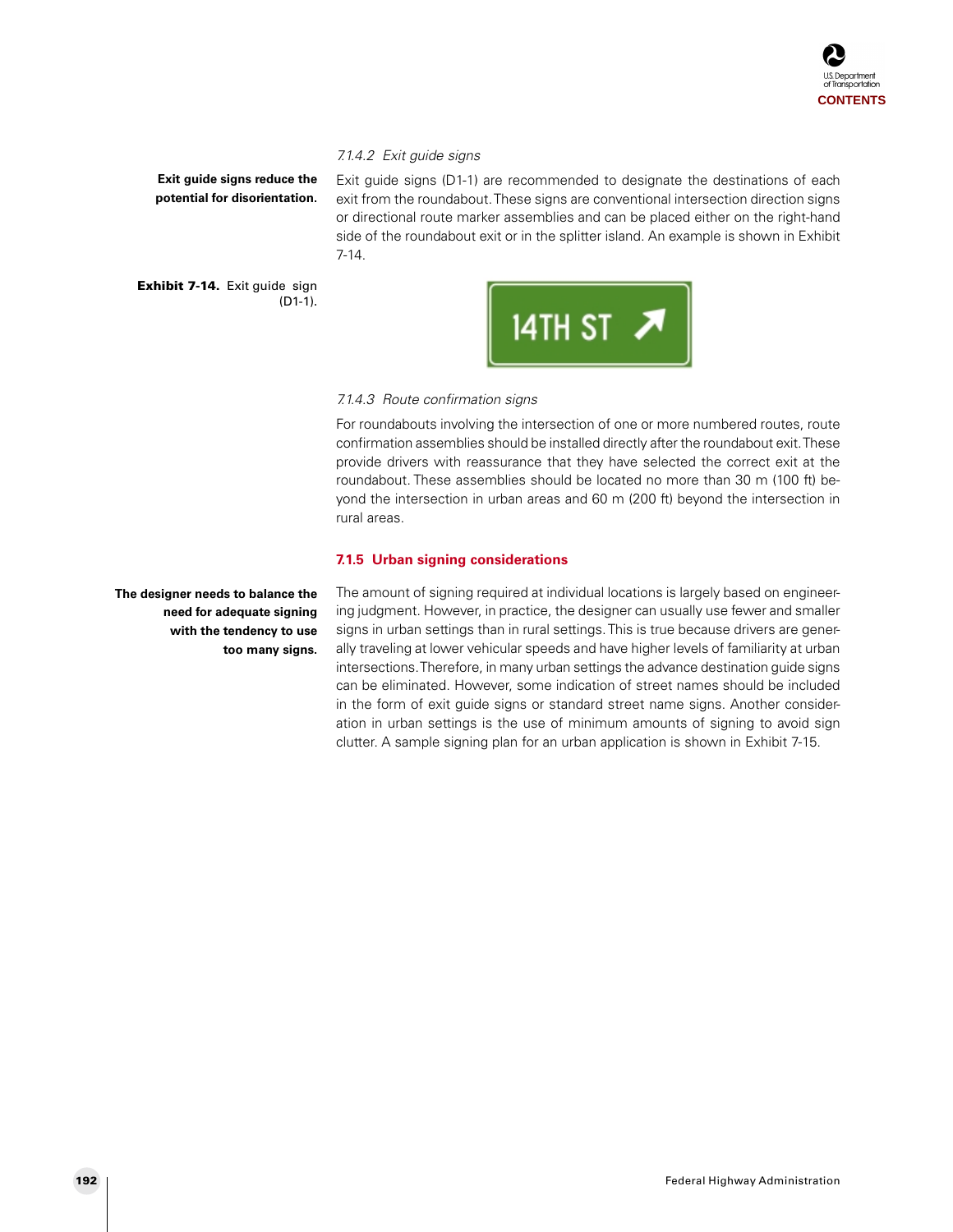#### 7.1.4.2 Exit guide signs

**Exit guide signs reduce the potential for disorientation.**

Exit guide signs (D1-1) are recommended to designate the destinations of each exit from the roundabout. These signs are conventional intersection direction signs or directional route marker assemblies and can be placed either on the right-hand side of the roundabout exit or in the splitter island. An example is shown in Exhibit 7-14.

**Exhibit 7-14.** Exit guide sign (D1-1).

14TH ST ↗

#### 7.1.4.3 Route confirmation signs

For roundabouts involving the intersection of one or more numbered routes, route confirmation assemblies should be installed directly after the roundabout exit. These provide drivers with reassurance that they have selected the correct exit at the roundabout. These assemblies should be located no more than 30 m (100 ft) beyond the intersection in urban areas and 60 m (200 ft) beyond the intersection in rural areas.

### 7.1.5 Urban signing considerations

**The designer needs to balance the need for adequate signing with the tendency to use too many signs.**

The amount of signing required at individual locations is largely based on engineering judgment. However, in practice, the designer can usually use fewer and smaller signs in urban settings than in rural settings. This is true because drivers are generally traveling at lower vehicular speeds and have higher levels of familiarity at urban intersections. Therefore, in many urban settings the advance destination guide signs can be eliminated. However, some indication of street names should be included in the form of exit guide signs or standard street name signs. Another consideration in urban settings is the use of minimum amounts of signing to avoid sign clutter. A sample signing plan for an urban application is shown in Exhibit 7-15.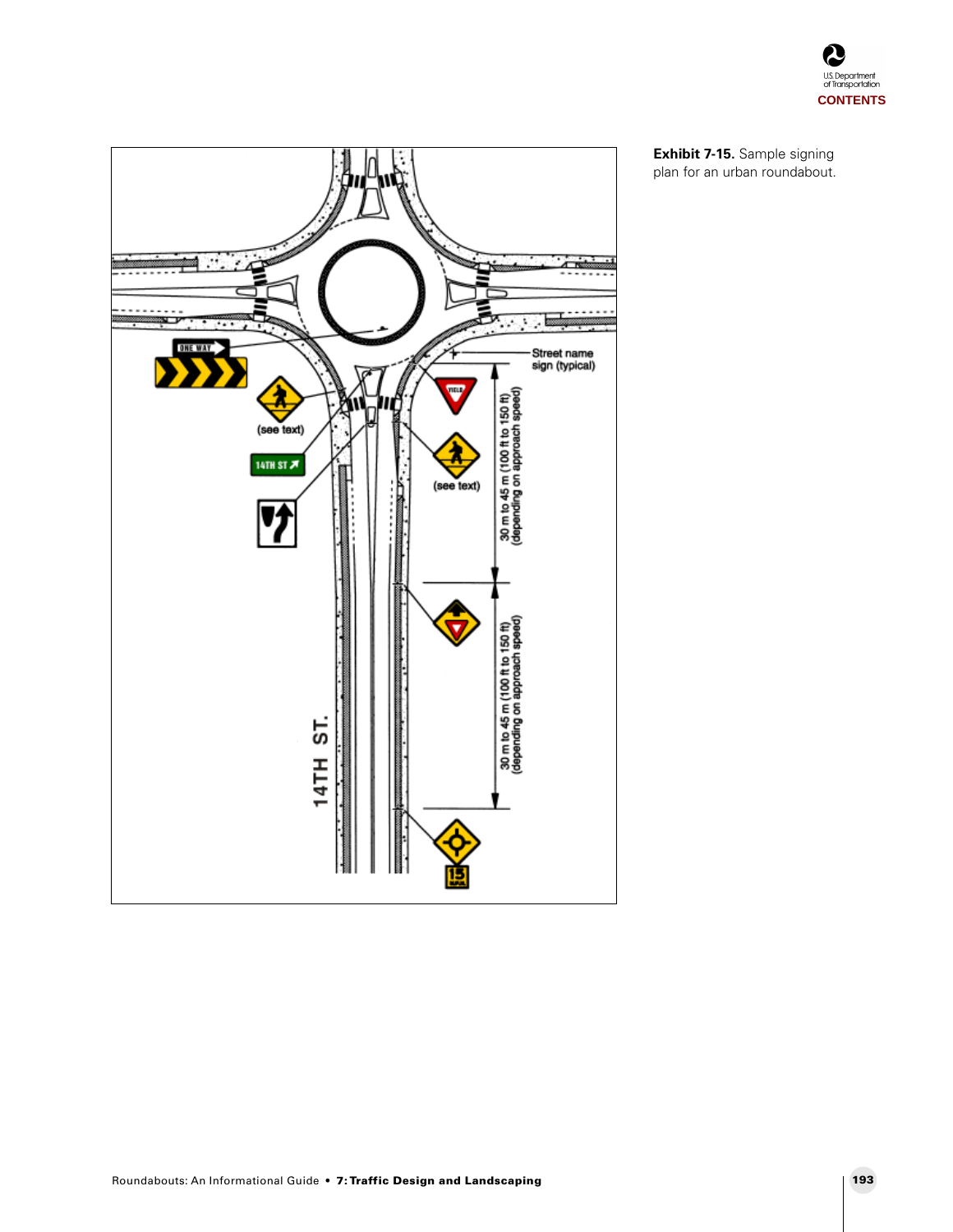ONE WAY

(see text)

14TH ST

Street name sign (typical)

YIELD

(see text)

30 m to 45 m (100 ft to 150 ft) (depending on approach speed)

30 m to 45 m (100 ft to 150 ft) (depending on approach speed)

14TH ST.

15 MPH

**Exhibit 7-15.** Sample signing plan for an urban roundabout.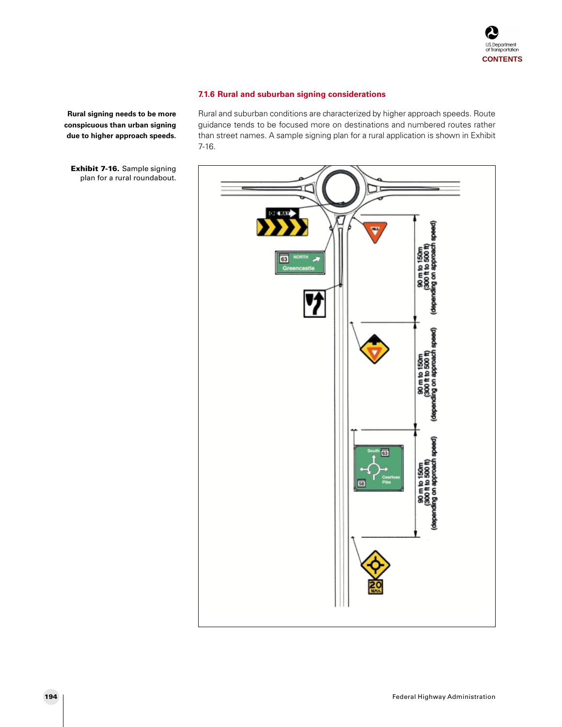### 7.1.6 Rural and suburban signing considerations

**Rural signing needs to be more conspicuous than urban signing due to higher approach speeds.**

Rural and suburban conditions are characterized by higher approach speeds. Route guidance tends to be focused more on destinations and numbered routes rather than street names. A sample signing plan for a rural application is shown in Exhibit 7-16.

**Exhibit 7-16.** Sample signing plan for a rural roundabout.

ONE WAY

63 NORTH

Greencastle

YIELD

90 m to 150m (300 ft to 500 ft) (depending on approach speed)

90 m to 150m (300 ft to 500 ft) (depending on approach speed)

South 63

58

Cearfoss Pike

90 m to 150m (300 ft to 500 ft) (depending on approach speed)

20 MAX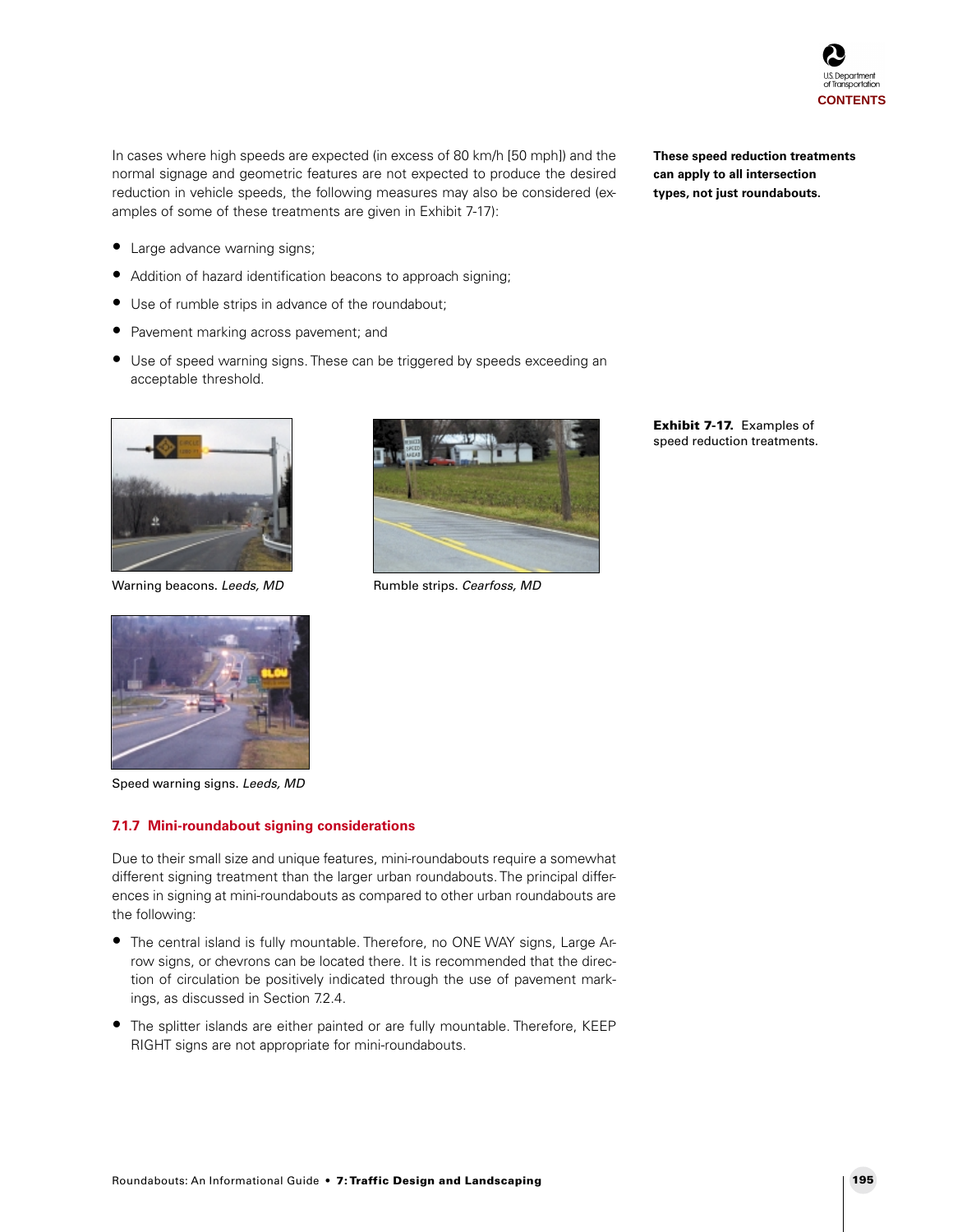In cases where high speeds are expected (in excess of 80 km/h [50 mph]) and the normal signage and geometric features are not expected to produce the desired reduction in vehicle speeds, the following measures may also be considered (examples of some of these treatments are given in Exhibit 7-17):

**These speed reduction treatments can apply to all intersection types, not just roundabouts.**

- Large advance warning signs;
- Addition of hazard identification beacons to approach signing;
- Use of rumble strips in advance of the roundabout;
- Pavement marking across pavement; and
- Use of speed warning signs. These can be triggered by speeds exceeding an acceptable threshold.

**Exhibit 7-17.** Examples of speed reduction treatments.

Warning beacons. *Leeds, MD*

Rumble strips. *Cearfoss, MD*

Speed warning signs. *Leeds, MD*

### 7.1.7 Mini-roundabout signing considerations

Due to their small size and unique features, mini-roundabouts require a somewhat different signing treatment than the larger urban roundabouts. The principal differences in signing at mini-roundabouts as compared to other urban roundabouts are the following:

- The central island is fully mountable. Therefore, no ONE WAY signs, Large Arrow signs, or chevrons can be located there. It is recommended that the direction of circulation be positively indicated through the use of pavement markings, as discussed in Section 7.2.4.
- The splitter islands are either painted or are fully mountable. Therefore, KEEP RIGHT signs are not appropriate for mini-roundabouts.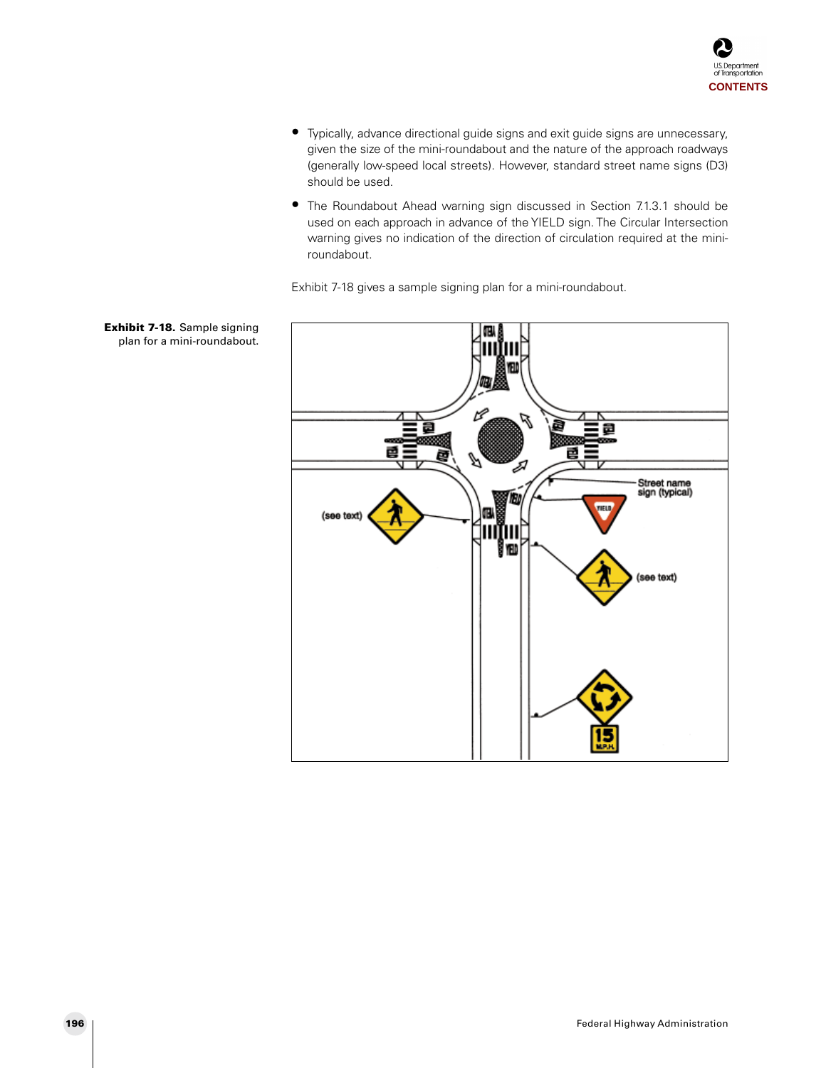- Typically, advance directional guide signs and exit guide signs are unnecessary, given the size of the mini-roundabout and the nature of the approach roadways (generally low-speed local streets). However, standard street name signs (D3) should be used.
- The Roundabout Ahead warning sign discussed in Section 7.1.3.1 should be used on each approach in advance of the YIELD sign. The Circular Intersection warning gives no indication of the direction of circulation required at the mini-roundabout.

Exhibit 7-18 gives a sample signing plan for a mini-roundabout.

**Exhibit 7-18.** Sample signing plan for a mini-roundabout.

(see text)

Street name sign (typical)

YIELD

(see text)

15 M.P.H.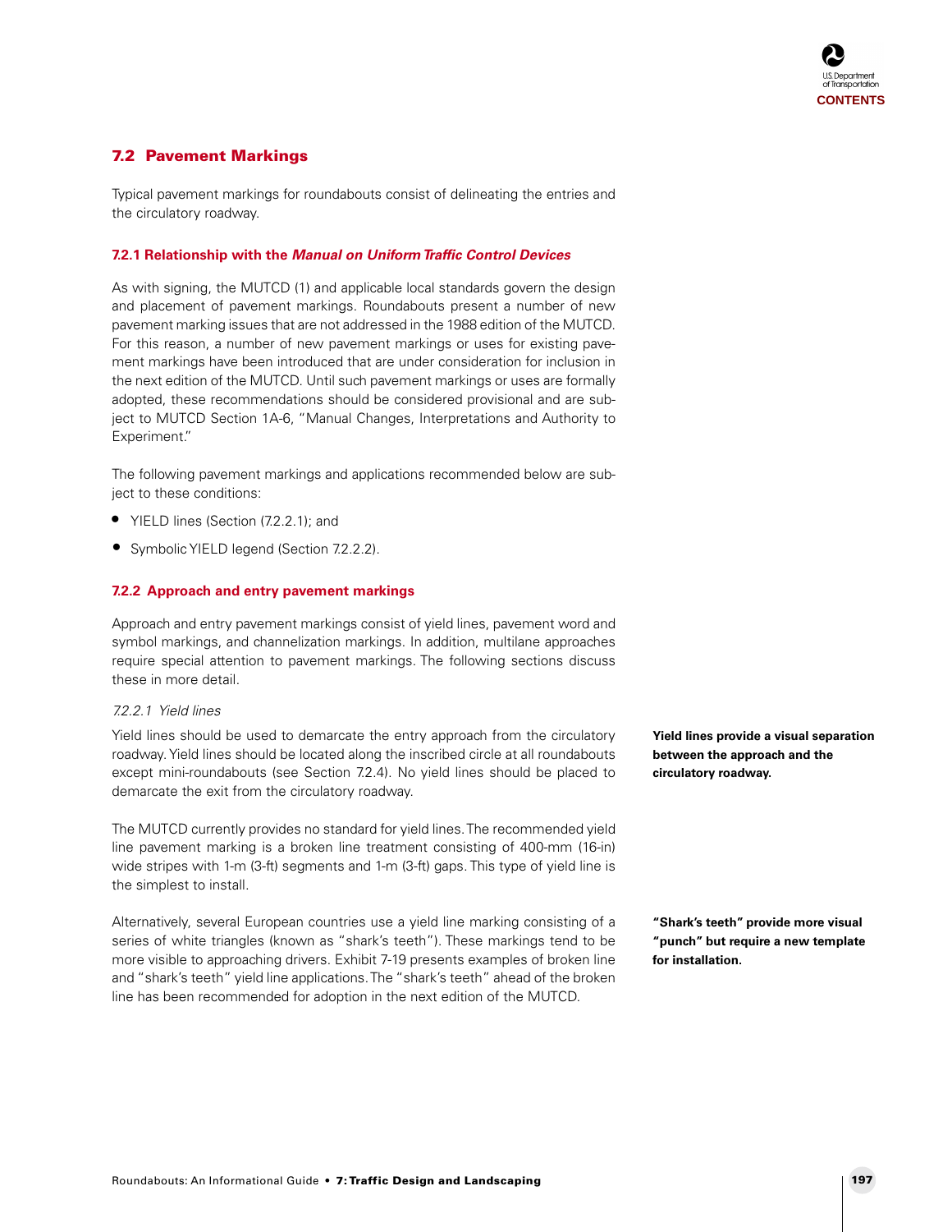## 7.2 Pavement Markings

Typical pavement markings for roundabouts consist of delineating the entries and the circulatory roadway.

### 7.2.1 Relationship with the *Manual on Uniform Traffic Control Devices*

As with signing, the MUTCD (1) and applicable local standards govern the design and placement of pavement markings. Roundabouts present a number of new pavement marking issues that are not addressed in the 1988 edition of the MUTCD. For this reason, a number of new pavement markings or uses for existing pavement markings have been introduced that are under consideration for inclusion in the next edition of the MUTCD. Until such pavement markings or uses are formally adopted, these recommendations should be considered provisional and are subject to MUTCD Section 1A-6, "Manual Changes, Interpretations and Authority to Experiment."

The following pavement markings and applications recommended below are subject to these conditions:

- YIELD lines (Section (7.2.2.1); and
- Symbolic YIELD legend (Section 7.2.2.2).

### 7.2.2 Approach and entry pavement markings

Approach and entry pavement markings consist of yield lines, pavement word and symbol markings, and channelization markings. In addition, multilane approaches require special attention to pavement markings. The following sections discuss these in more detail.

#### *7.2.2.1 Yield lines*

**Yield lines provide a visual separation between the approach and the circulatory roadway.**

Yield lines should be used to demarcate the entry approach from the circulatory roadway. Yield lines should be located along the inscribed circle at all roundabouts except mini-roundabouts (see Section 7.2.4). No yield lines should be placed to demarcate the exit from the circulatory roadway.

The MUTCD currently provides no standard for yield lines. The recommended yield line pavement marking is a broken line treatment consisting of 400-mm (16-in) wide stripes with 1-m (3-ft) segments and 1-m (3-ft) gaps. This type of yield line is the simplest to install.

**"Shark's teeth" provide more visual "punch" but require a new template for installation.**

Alternatively, several European countries use a yield line marking consisting of a series of white triangles (known as "shark's teeth"). These markings tend to be more visible to approaching drivers. Exhibit 7-19 presents examples of broken line and "shark's teeth" yield line applications. The "shark's teeth" ahead of the broken line has been recommended for adoption in the next edition of the MUTCD.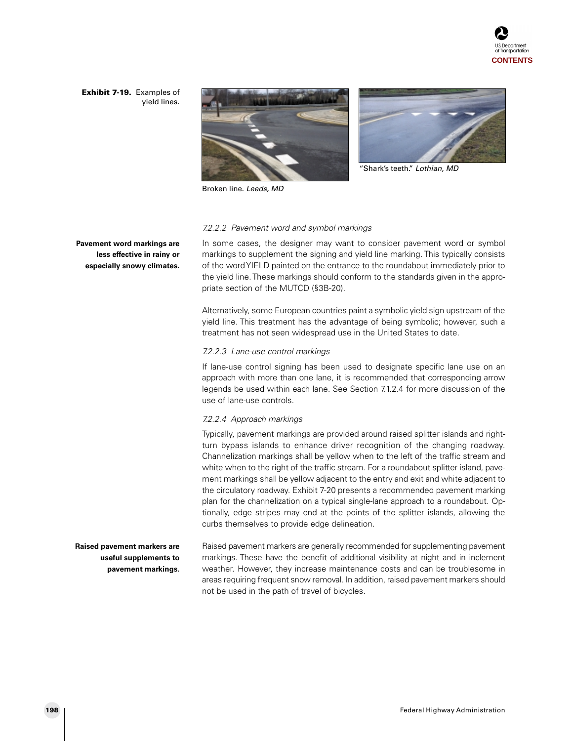**Exhibit 7-19.** Examples of yield lines.

Broken line. *Leeds, MD*

"Shark's teeth." *Lothian, MD*

*7.2.2.2 Pavement word and symbol markings*

**Pavement word markings are less effective in rainy or especially snowy climates.**

In some cases, the designer may want to consider pavement word or symbol markings to supplement the signing and yield line marking. This typically consists of the word YIELD painted on the entrance to the roundabout immediately prior to the yield line. These markings should conform to the standards given in the appropriate section of the MUTCD (§3B-20).

Alternatively, some European countries paint a symbolic yield sign upstream of the yield line. This treatment has the advantage of being symbolic; however, such a treatment has not seen widespread use in the United States to date.

*7.2.2.3 Lane-use control markings*

If lane-use control signing has been used to designate specific lane use on an approach with more than one lane, it is recommended that corresponding arrow legends be used within each lane. See Section 7.1.2.4 for more discussion of the use of lane-use controls.

*7.2.2.4 Approach markings*

Typically, pavement markings are provided around raised splitter islands and right-turn bypass islands to enhance driver recognition of the changing roadway. Channelization markings shall be yellow when to the left of the traffic stream and white when to the right of the traffic stream. For a roundabout splitter island, pavement markings shall be yellow adjacent to the entry and exit and white adjacent to the circulatory roadway. Exhibit 7-20 presents a recommended pavement marking plan for the channelization on a typical single-lane approach to a roundabout. Optionally, edge stripes may end at the points of the splitter islands, allowing the curbs themselves to provide edge delineation.

**Raised pavement markers are useful supplements to pavement markings.**

Raised pavement markers are generally recommended for supplementing pavement markings. These have the benefit of additional visibility at night and in inclement weather. However, they increase maintenance costs and can be troublesome in areas requiring frequent snow removal. In addition, raised pavement markers should not be used in the path of travel of bicycles.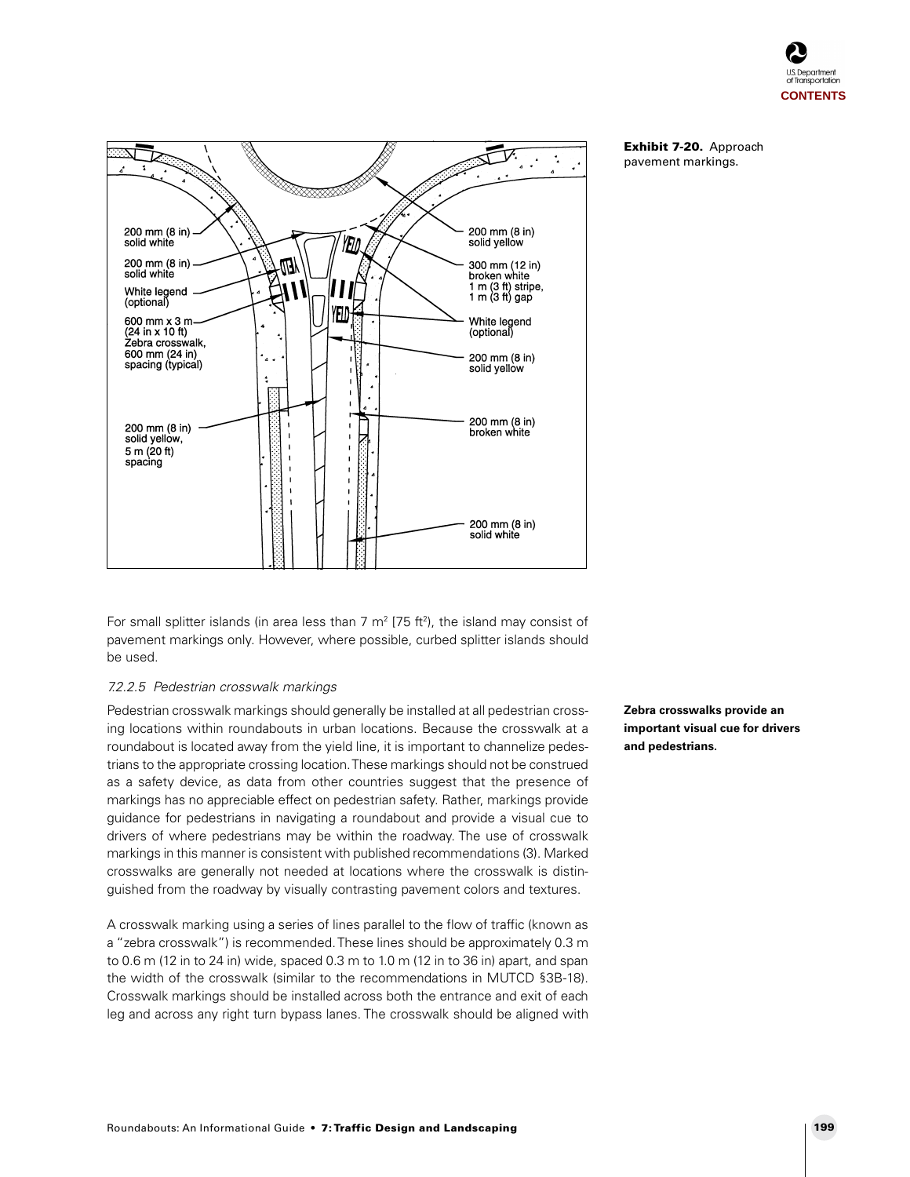200 mm (8 in) solid white

200 mm (8 in) solid white

White legend (optional)

600 mm x 3 m (24 in x 10 ft) Zebra crosswalk, 600 mm (24 in) spacing (typical)

200 mm (8 in) solid yellow, 5 m (20 ft) spacing

200 mm (8 in) solid yellow

300 mm (12 in) broken white 1 m (3 ft) stripe, 1 m (3 ft) gap

White legend (optional)

200 mm (8 in) solid yellow

200 mm (8 in) broken white

200 mm (8 in) solid white

YIELD

YIELD

**Exhibit 7-20.** Approach pavement markings.

For small splitter islands (in area less than 7 m² [75 ft²), the island may consist of pavement markings only. However, where possible, curbed splitter islands should be used.

*7.2.2.5 Pedestrian crosswalk markings*

**Zebra crosswalks provide an important visual cue for drivers and pedestrians.**

Pedestrian crosswalk markings should generally be installed at all pedestrian crossing locations within roundabouts in urban locations. Because the crosswalk at a roundabout is located away from the yield line, it is important to channelize pedestrians to the appropriate crossing location. These markings should not be construed as a safety device, as data from other countries suggest that the presence of markings has no appreciable effect on pedestrian safety. Rather, markings provide guidance for pedestrians in navigating a roundabout and provide a visual cue to drivers of where pedestrians may be within the roadway. The use of crosswalk markings in this manner is consistent with published recommendations (3). Marked crosswalks are generally not needed at locations where the crosswalk is distinguished from the roadway by visually contrasting pavement colors and textures.

A crosswalk marking using a series of lines parallel to the flow of traffic (known as a "zebra crosswalk") is recommended. These lines should be approximately 0.3 m to 0.6 m (12 in to 24 in) wide, spaced 0.3 m to 1.0 m (12 in to 36 in) apart, and span the width of the crosswalk (similar to the recommendations in MUTCD §3B-18). Crosswalk markings should be installed across both the entrance and exit of each leg and across any right turn bypass lanes. The crosswalk should be aligned with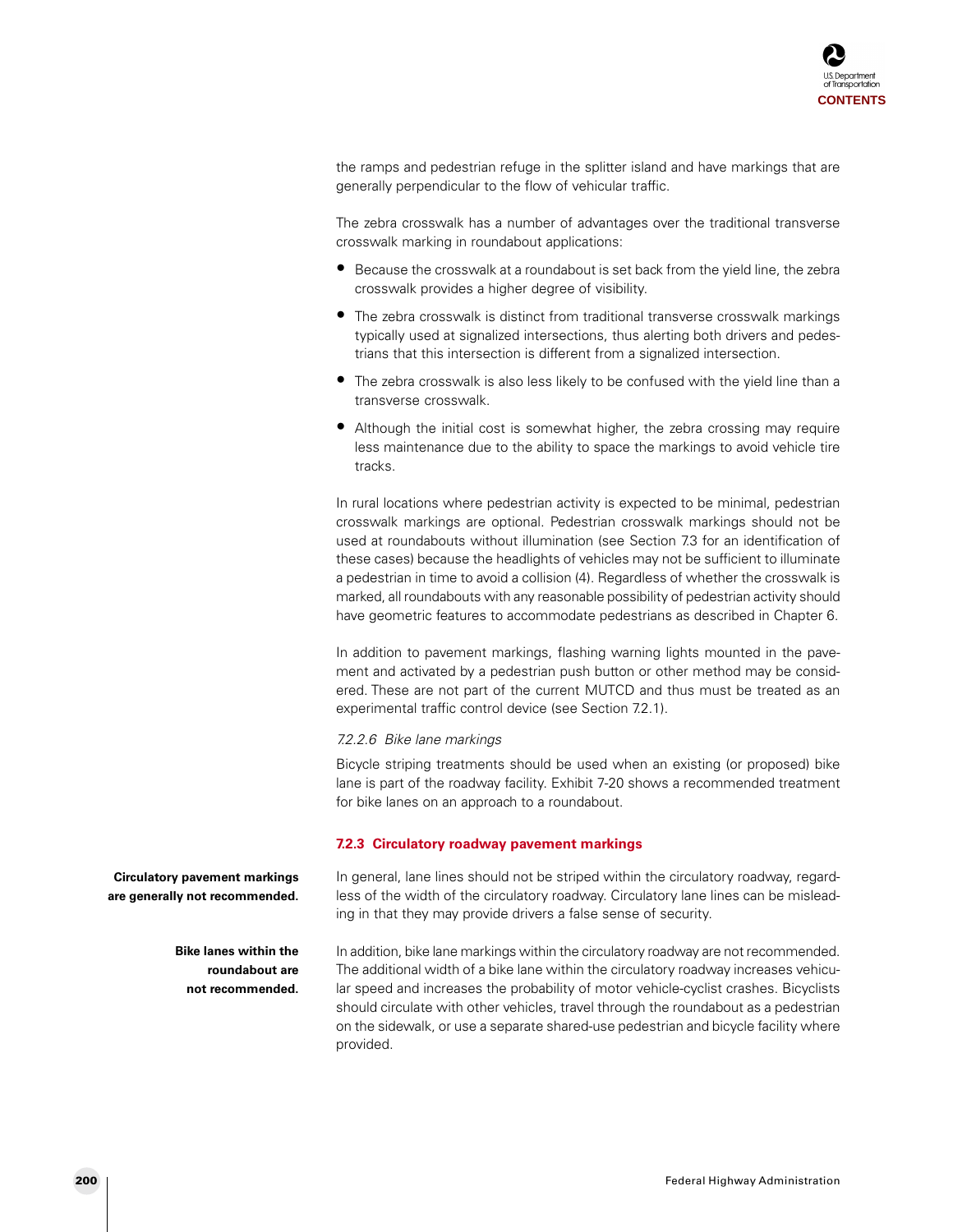the ramps and pedestrian refuge in the splitter island and have markings that are generally perpendicular to the flow of vehicular traffic.

The zebra crosswalk has a number of advantages over the traditional transverse crosswalk marking in roundabout applications:

- Because the crosswalk at a roundabout is set back from the yield line, the zebra crosswalk provides a higher degree of visibility.
- The zebra crosswalk is distinct from traditional transverse crosswalk markings typically used at signalized intersections, thus alerting both drivers and pedestrians that this intersection is different from a signalized intersection.
- The zebra crosswalk is also less likely to be confused with the yield line than a transverse crosswalk.
- Although the initial cost is somewhat higher, the zebra crossing may require less maintenance due to the ability to space the markings to avoid vehicle tire tracks.

In rural locations where pedestrian activity is expected to be minimal, pedestrian crosswalk markings are optional. Pedestrian crosswalk markings should not be used at roundabouts without illumination (see Section 7.3 for an identification of these cases) because the headlights of vehicles may not be sufficient to illuminate a pedestrian in time to avoid a collision (4). Regardless of whether the crosswalk is marked, all roundabouts with any reasonable possibility of pedestrian activity should have geometric features to accommodate pedestrians as described in Chapter 6.

In addition to pavement markings, flashing warning lights mounted in the pavement and activated by a pedestrian push button or other method may be considered. These are not part of the current MUTCD and thus must be treated as an experimental traffic control device (see Section 7.2.1).

*7.2.2.6 Bike lane markings*

Bicycle striping treatments should be used when an existing (or proposed) bike lane is part of the roadway facility. Exhibit 7-20 shows a recommended treatment for bike lanes on an approach to a roundabout.

### 7.2.3 Circulatory roadway pavement markings

**Circulatory pavement markings are generally not recommended.**

In general, lane lines should not be striped within the circulatory roadway, regardless of the width of the circulatory roadway. Circulatory lane lines can be misleading in that they may provide drivers a false sense of security.

**Bike lanes within the roundabout are not recommended.**

In addition, bike lane markings within the circulatory roadway are not recommended. The additional width of a bike lane within the circulatory roadway increases vehicular speed and increases the probability of motor vehicle-cyclist crashes. Bicyclists should circulate with other vehicles, travel through the roundabout as a pedestrian on the sidewalk, or use a separate shared-use pedestrian and bicycle facility where provided.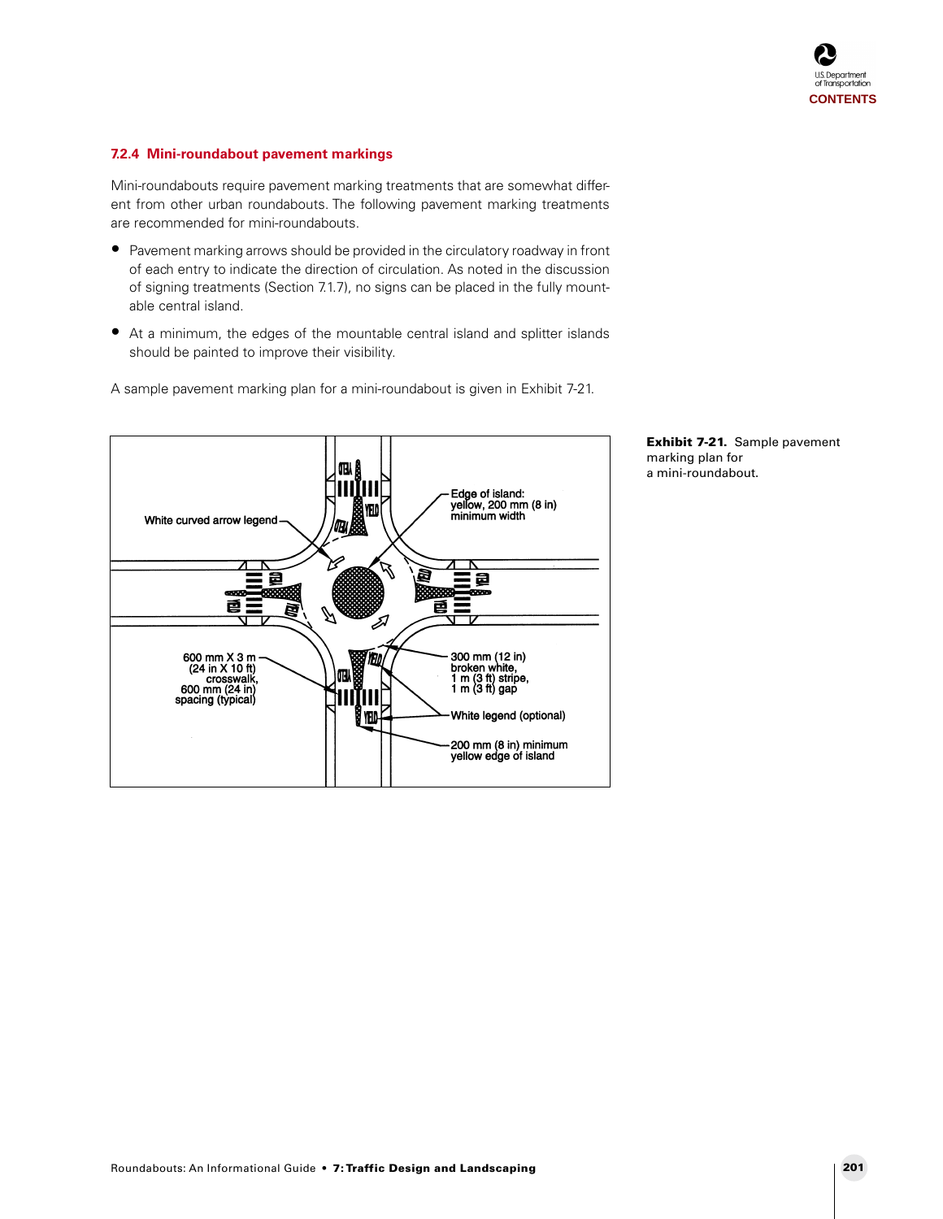### 7.2.4 Mini-roundabout pavement markings

Mini-roundabouts require pavement marking treatments that are somewhat different from other urban roundabouts. The following pavement marking treatments are recommended for mini-roundabouts.

- Pavement marking arrows should be provided in the circulatory roadway in front of each entry to indicate the direction of circulation. As noted in the discussion of signing treatments (Section 7.1.7), no signs can be placed in the fully mountable central island.
- At a minimum, the edges of the mountable central island and splitter islands should be painted to improve their visibility.

A sample pavement marking plan for a mini-roundabout is given in Exhibit 7-21.

**Exhibit 7-21.** Sample pavement marking plan for a mini-roundabout.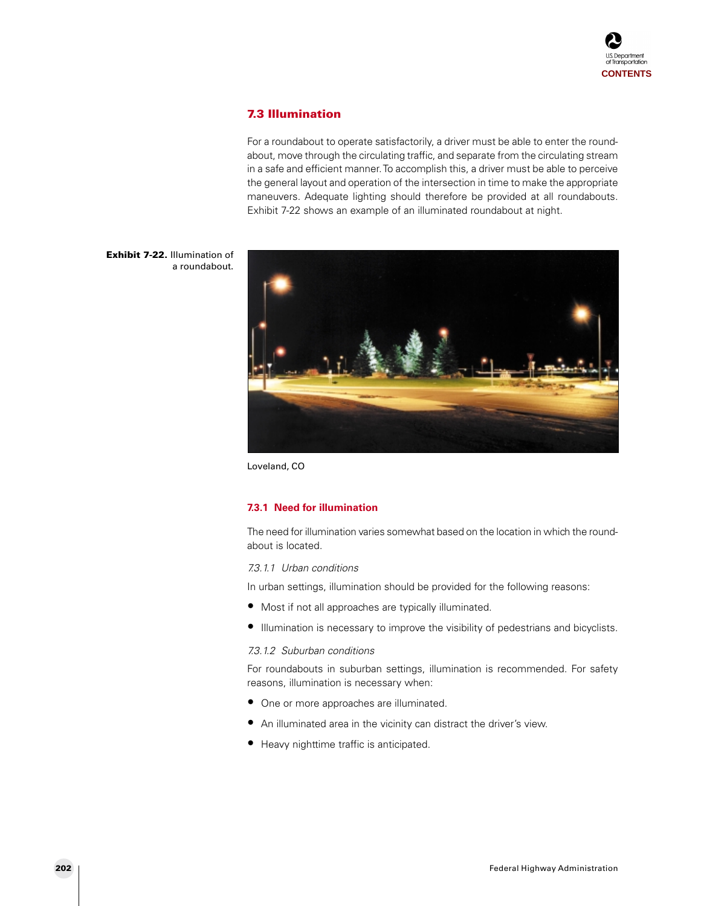## 7.3 Illumination

For a roundabout to operate satisfactorily, a driver must be able to enter the roundabout, move through the circulating traffic, and separate from the circulating stream in a safe and efficient manner. To accomplish this, a driver must be able to perceive the general layout and operation of the intersection in time to make the appropriate maneuvers. Adequate lighting should therefore be provided at all roundabouts. Exhibit 7-22 shows an example of an illuminated roundabout at night.

**Exhibit 7-22.** Illumination of a roundabout.

Loveland, CO

### 7.3.1 Need for illumination

The need for illumination varies somewhat based on the location in which the roundabout is located.

*7.3.1.1 Urban conditions*

In urban settings, illumination should be provided for the following reasons:

- Most if not all approaches are typically illuminated.
- Illumination is necessary to improve the visibility of pedestrians and bicyclists.

*7.3.1.2 Suburban conditions*

For roundabouts in suburban settings, illumination is recommended. For safety reasons, illumination is necessary when:

- One or more approaches are illuminated.
- An illuminated area in the vicinity can distract the driver's view.
- Heavy nighttime traffic is anticipated.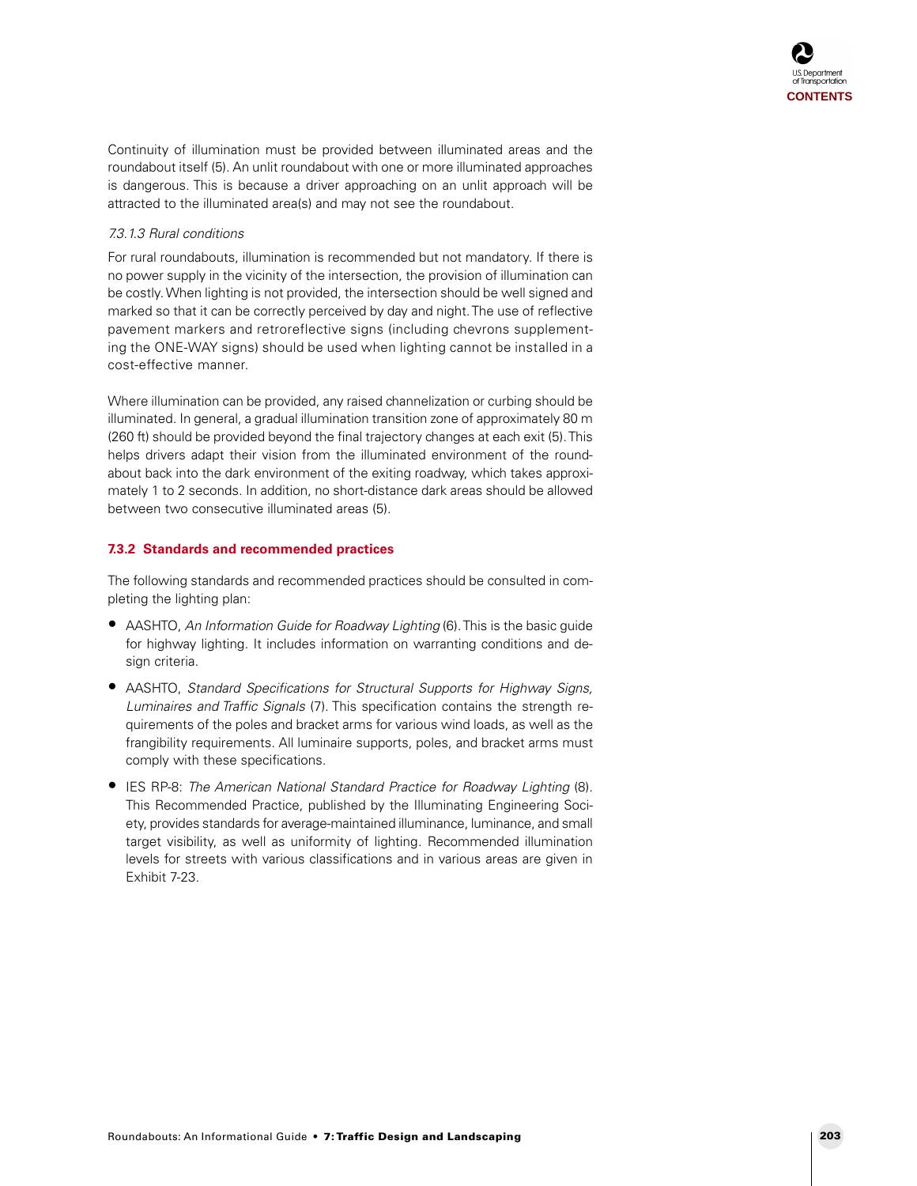Continuity of illumination must be provided between illuminated areas and the roundabout itself (5). An unlit roundabout with one or more illuminated approaches is dangerous. This is because a driver approaching on an unlit approach will be attracted to the illuminated area(s) and may not see the roundabout.

*7.3.1.3 Rural conditions*

For rural roundabouts, illumination is recommended but not mandatory. If there is no power supply in the vicinity of the intersection, the provision of illumination can be costly. When lighting is not provided, the intersection should be well signed and marked so that it can be correctly perceived by day and night. The use of reflective pavement markers and retroreflective signs (including chevrons supplementing the ONE-WAY signs) should be used when lighting cannot be installed in a cost-effective manner.

Where illumination can be provided, any raised channelization or curbing should be illuminated. In general, a gradual illumination transition zone of approximately 80 m (260 ft) should be provided beyond the final trajectory changes at each exit (5). This helps drivers adapt their vision from the illuminated environment of the roundabout back into the dark environment of the exiting roadway, which takes approximately 1 to 2 seconds. In addition, no short-distance dark areas should be allowed between two consecutive illuminated areas (5).

### 7.3.2 Standards and recommended practices

The following standards and recommended practices should be consulted in completing the lighting plan:

- AASHTO, *An Information Guide for Roadway Lighting* (6). This is the basic guide for highway lighting. It includes information on warranting conditions and design criteria.
- AASHTO, *Standard Specifications for Structural Supports for Highway Signs, Luminaires and Traffic Signals* (7). This specification contains the strength requirements of the poles and bracket arms for various wind loads, as well as the frangibility requirements. All luminaire supports, poles, and bracket arms must comply with these specifications.
- IES RP-8: *The American National Standard Practice for Roadway Lighting* (8). This Recommended Practice, published by the Illuminating Engineering Society, provides standards for average-maintained illuminance, luminance, and small target visibility, as well as uniformity of lighting. Recommended illumination levels for streets with various classifications and in various areas are given in Exhibit 7-23.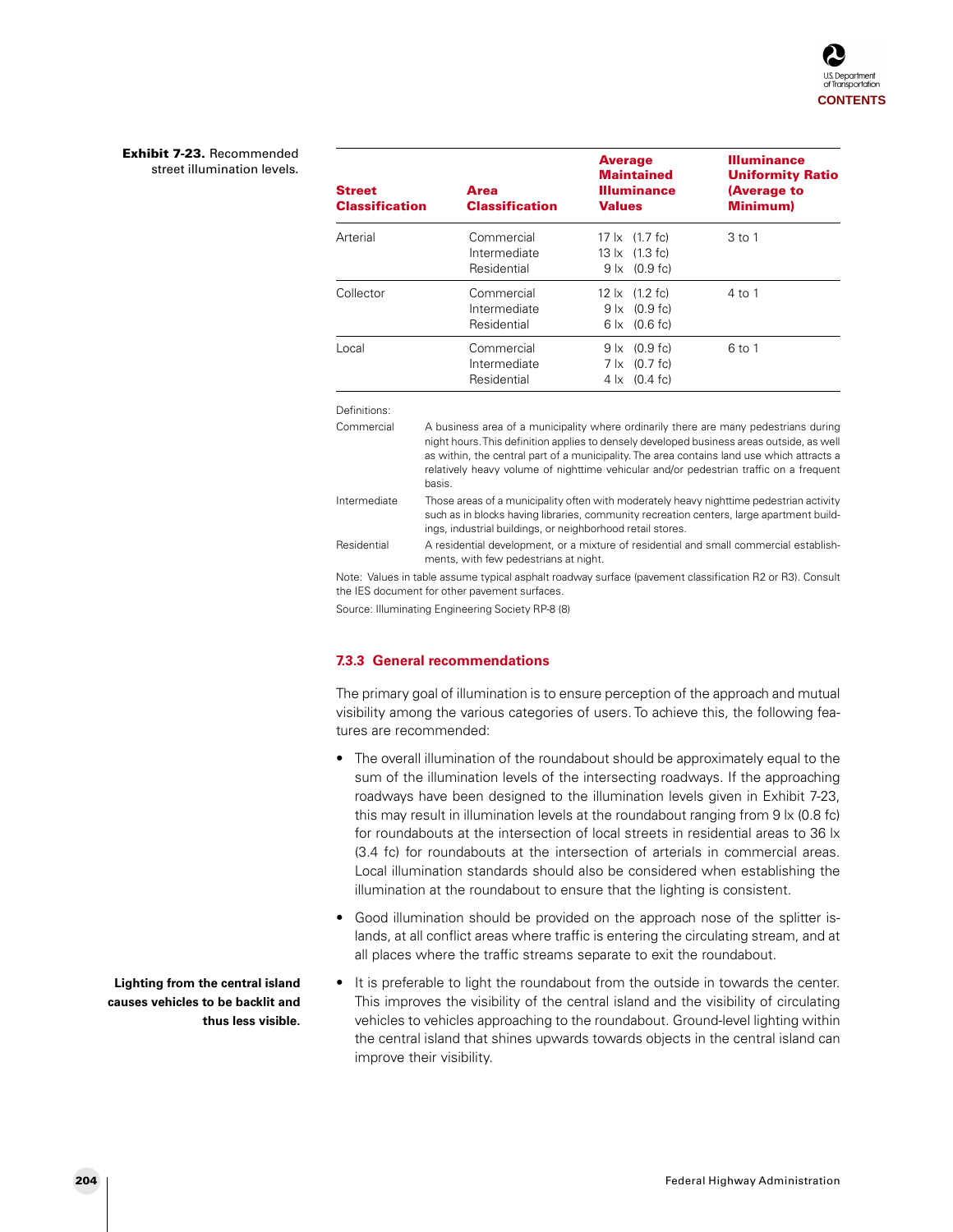**Exhibit 7-23.** Recommended street illumination levels.

| Street Classification | Area Classification | Average Maintained Illuminance Values | Illuminance Uniformity Ratio (Average to Minimum) |
|---|---|---|---|
| Arterial | Commercial<br>Intermediate<br>Residential | 17 lx (1.7 fc)<br>13 lx (1.3 fc)<br>9 lx (0.9 fc) | 3 to 1 |
| Collector | Commercial<br>Intermediate<br>Residential | 12 lx (1.2 fc)<br>9 lx (0.9 fc)<br>6 lx (0.6 fc) | 4 to 1 |
| Local | Commercial<br>Intermediate<br>Residential | 9 lx (0.9 fc)<br>7 lx (0.7 fc)<br>4 lx (0.4 fc) | 6 to 1 |

Definitions:

Commercial — A business area of a municipality where ordinarily there are many pedestrians during night hours. This definition applies to densely developed business areas outside, as well as within, the central part of a municipality. The area contains land use which attracts a relatively heavy volume of nighttime vehicular and/or pedestrian traffic on a frequent basis.

Intermediate — Those areas of a municipality often with moderately heavy nighttime pedestrian activity such as in blocks having libraries, community recreation centers, large apartment buildings, industrial buildings, or neighborhood retail stores.

Residential — A residential development, or a mixture of residential and small commercial establishments, with few pedestrians at night.

Note: Values in table assume typical asphalt roadway surface (pavement classification R2 or R3). Consult the IES document for other pavement surfaces.

Source: Illuminating Engineering Society RP-8 (8)

### 7.3.3 General recommendations

The primary goal of illumination is to ensure perception of the approach and mutual visibility among the various categories of users. To achieve this, the following features are recommended:

- The overall illumination of the roundabout should be approximately equal to the sum of the illumination levels of the intersecting roadways. If the approaching roadways have been designed to the illumination levels given in Exhibit 7-23, this may result in illumination levels at the roundabout ranging from 9 lx (0.8 fc) for roundabouts at the intersection of local streets in residential areas to 36 lx (3.4 fc) for roundabouts at the intersection of arterials in commercial areas. Local illumination standards should also be considered when establishing the illumination at the roundabout to ensure that the lighting is consistent.
- Good illumination should be provided on the approach nose of the splitter islands, at all conflict areas where traffic is entering the circulating stream, and at all places where the traffic streams separate to exit the roundabout.
- It is preferable to light the roundabout from the outside in towards the center. This improves the visibility of the central island and the visibility of circulating vehicles to vehicles approaching to the roundabout. Ground-level lighting within the central island that shines upwards towards objects in the central island can improve their visibility.

**Lighting from the central island causes vehicles to be backlit and thus less visible.**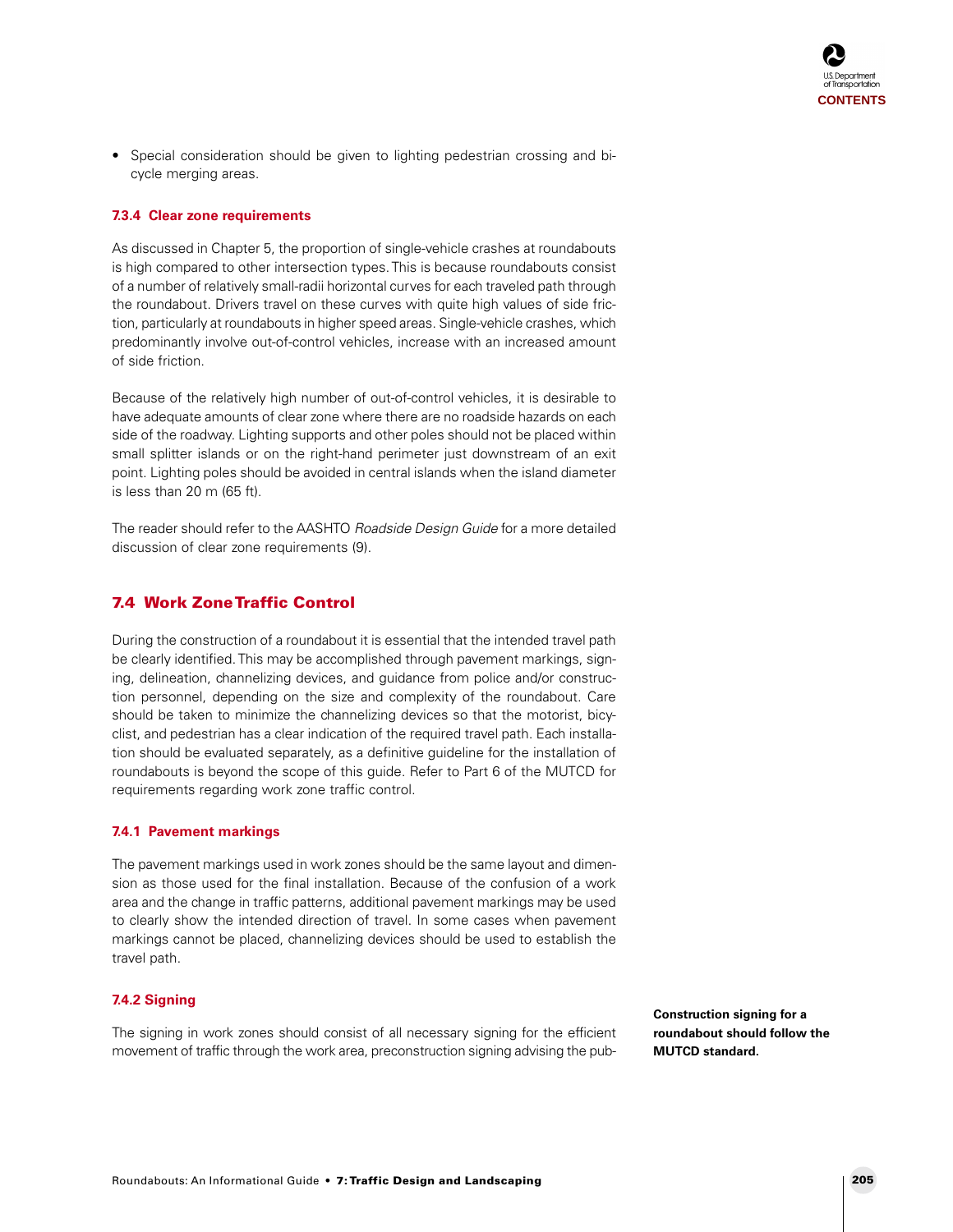- Special consideration should be given to lighting pedestrian crossing and bicycle merging areas.

### 7.3.4 Clear zone requirements

As discussed in Chapter 5, the proportion of single-vehicle crashes at roundabouts is high compared to other intersection types. This is because roundabouts consist of a number of relatively small-radii horizontal curves for each traveled path through the roundabout. Drivers travel on these curves with quite high values of side friction, particularly at roundabouts in higher speed areas. Single-vehicle crashes, which predominantly involve out-of-control vehicles, increase with an increased amount of side friction.

Because of the relatively high number of out-of-control vehicles, it is desirable to have adequate amounts of clear zone where there are no roadside hazards on each side of the roadway. Lighting supports and other poles should not be placed within small splitter islands or on the right-hand perimeter just downstream of an exit point. Lighting poles should be avoided in central islands when the island diameter is less than 20 m (65 ft).

The reader should refer to the AASHTO *Roadside Design Guide* for a more detailed discussion of clear zone requirements (9).

## 7.4 Work Zone Traffic Control

During the construction of a roundabout it is essential that the intended travel path be clearly identified. This may be accomplished through pavement markings, signing, delineation, channelizing devices, and guidance from police and/or construction personnel, depending on the size and complexity of the roundabout. Care should be taken to minimize the channelizing devices so that the motorist, bicyclist, and pedestrian has a clear indication of the required travel path. Each installation should be evaluated separately, as a definitive guideline for the installation of roundabouts is beyond the scope of this guide. Refer to Part 6 of the MUTCD for requirements regarding work zone traffic control.

### 7.4.1 Pavement markings

The pavement markings used in work zones should be the same layout and dimension as those used for the final installation. Because of the confusion of a work area and the change in traffic patterns, additional pavement markings may be used to clearly show the intended direction of travel. In some cases when pavement markings cannot be placed, channelizing devices should be used to establish the travel path.

### 7.4.2 Signing

**Construction signing for a roundabout should follow the MUTCD standard.**

The signing in work zones should consist of all necessary signing for the efficient movement of traffic through the work area, preconstruction signing advising the pub-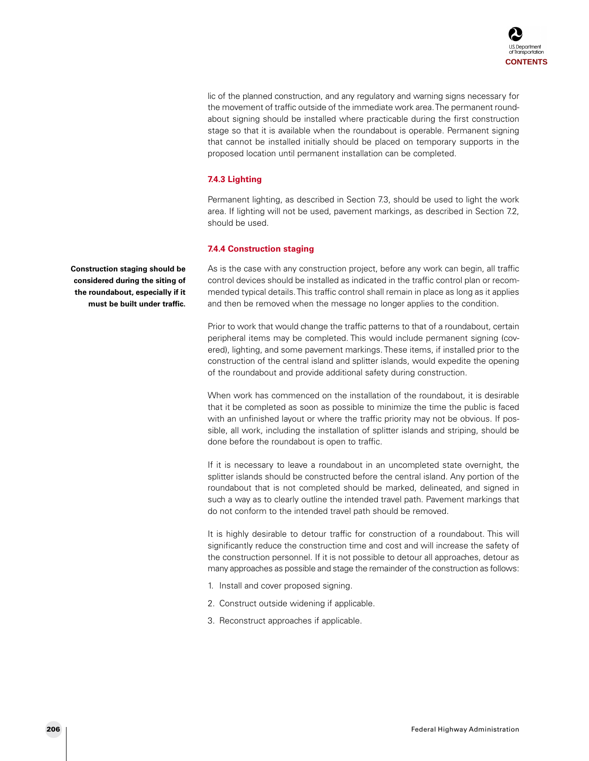lic of the planned construction, and any regulatory and warning signs necessary for the movement of traffic outside of the immediate work area. The permanent roundabout signing should be installed where practicable during the first construction stage so that it is available when the roundabout is operable. Permanent signing that cannot be installed initially should be placed on temporary supports in the proposed location until permanent installation can be completed.

### 7.4.3 Lighting

Permanent lighting, as described in Section 7.3, should be used to light the work area. If lighting will not be used, pavement markings, as described in Section 7.2, should be used.

### 7.4.4 Construction staging

**Construction staging should be considered during the siting of the roundabout, especially if it must be built under traffic.**

As is the case with any construction project, before any work can begin, all traffic control devices should be installed as indicated in the traffic control plan or recommended typical details. This traffic control shall remain in place as long as it applies and then be removed when the message no longer applies to the condition.

Prior to work that would change the traffic patterns to that of a roundabout, certain peripheral items may be completed. This would include permanent signing (covered), lighting, and some pavement markings. These items, if installed prior to the construction of the central island and splitter islands, would expedite the opening of the roundabout and provide additional safety during construction.

When work has commenced on the installation of the roundabout, it is desirable that it be completed as soon as possible to minimize the time the public is faced with an unfinished layout or where the traffic priority may not be obvious. If possible, all work, including the installation of splitter islands and striping, should be done before the roundabout is open to traffic.

If it is necessary to leave a roundabout in an uncompleted state overnight, the splitter islands should be constructed before the central island. Any portion of the roundabout that is not completed should be marked, delineated, and signed in such a way as to clearly outline the intended travel path. Pavement markings that do not conform to the intended travel path should be removed.

It is highly desirable to detour traffic for construction of a roundabout. This will significantly reduce the construction time and cost and will increase the safety of the construction personnel. If it is not possible to detour all approaches, detour as many approaches as possible and stage the remainder of the construction as follows:

1. Install and cover proposed signing.
2. Construct outside widening if applicable.
3. Reconstruct approaches if applicable.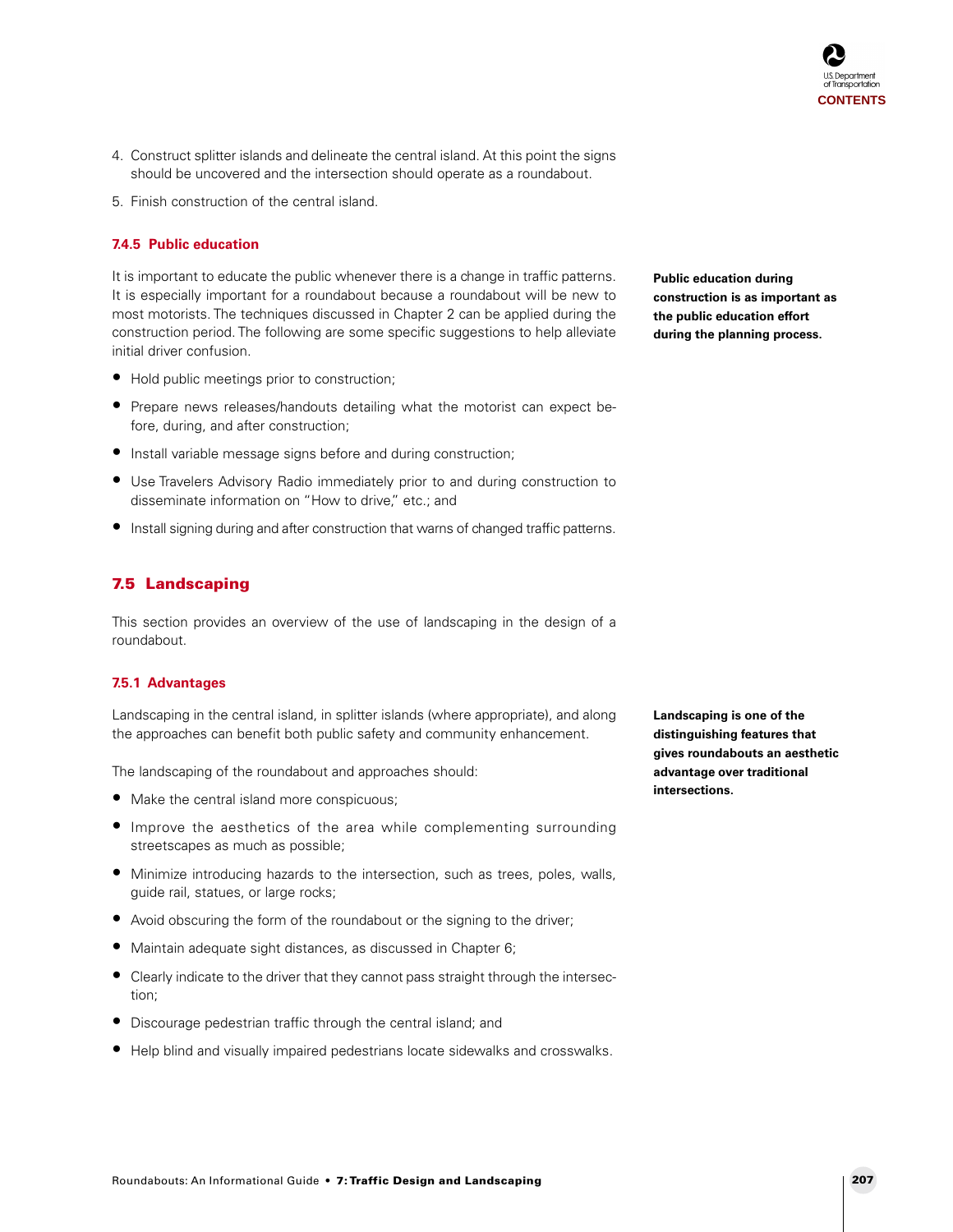4. Construct splitter islands and delineate the central island. At this point the signs should be uncovered and the intersection should operate as a roundabout.
5. Finish construction of the central island.

### 7.4.5 Public education

It is important to educate the public whenever there is a change in traffic patterns. It is especially important for a roundabout because a roundabout will be new to most motorists. The techniques discussed in Chapter 2 can be applied during the construction period. The following are some specific suggestions to help alleviate initial driver confusion.

**Public education during construction is as important as the public education effort during the planning process.**

- Hold public meetings prior to construction;
- Prepare news releases/handouts detailing what the motorist can expect before, during, and after construction;
- Install variable message signs before and during construction;
- Use Travelers Advisory Radio immediately prior to and during construction to disseminate information on "How to drive," etc.; and
- Install signing during and after construction that warns of changed traffic patterns.

## 7.5 Landscaping

This section provides an overview of the use of landscaping in the design of a roundabout.

### 7.5.1 Advantages

Landscaping in the central island, in splitter islands (where appropriate), and along the approaches can benefit both public safety and community enhancement.

**Landscaping is one of the distinguishing features that gives roundabouts an aesthetic advantage over traditional intersections.**

The landscaping of the roundabout and approaches should:

- Make the central island more conspicuous;
- Improve the aesthetics of the area while complementing surrounding streetscapes as much as possible;
- Minimize introducing hazards to the intersection, such as trees, poles, walls, guide rail, statues, or large rocks;
- Avoid obscuring the form of the roundabout or the signing to the driver;
- Maintain adequate sight distances, as discussed in Chapter 6;
- Clearly indicate to the driver that they cannot pass straight through the intersection;
- Discourage pedestrian traffic through the central island; and
- Help blind and visually impaired pedestrians locate sidewalks and crosswalks.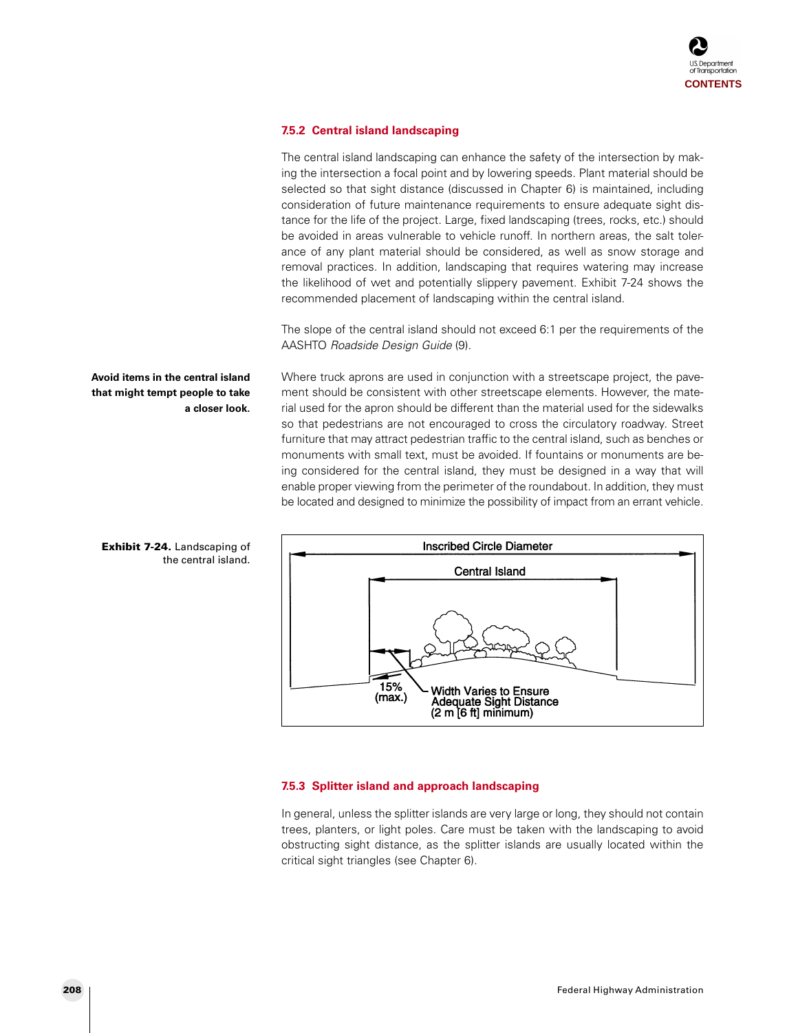### 7.5.2 Central island landscaping

The central island landscaping can enhance the safety of the intersection by making the intersection a focal point and by lowering speeds. Plant material should be selected so that sight distance (discussed in Chapter 6) is maintained, including consideration of future maintenance requirements to ensure adequate sight distance for the life of the project. Large, fixed landscaping (trees, rocks, etc.) should be avoided in areas vulnerable to vehicle runoff. In northern areas, the salt tolerance of any plant material should be considered, as well as snow storage and removal practices. In addition, landscaping that requires watering may increase the likelihood of wet and potentially slippery pavement. Exhibit 7-24 shows the recommended placement of landscaping within the central island.

The slope of the central island should not exceed 6:1 per the requirements of the AASHTO *Roadside Design Guide* (9).

**Avoid items in the central island that might tempt people to take a closer look.**

Where truck aprons are used in conjunction with a streetscape project, the pavement should be consistent with other streetscape elements. However, the material used for the apron should be different than the material used for the sidewalks so that pedestrians are not encouraged to cross the circulatory roadway. Street furniture that may attract pedestrian traffic to the central island, such as benches or monuments with small text, must be avoided. If fountains or monuments are being considered for the central island, they must be designed in a way that will enable proper viewing from the perimeter of the roundabout. In addition, they must be located and designed to minimize the possibility of impact from an errant vehicle.

**Exhibit 7-24.** Landscaping of the central island.

Inscribed Circle Diameter

Central Island

15% (max.)

Width Varies to Ensure Adequate Sight Distance (2 m [6 ft] minimum)

### 7.5.3 Splitter island and approach landscaping

In general, unless the splitter islands are very large or long, they should not contain trees, planters, or light poles. Care must be taken with the landscaping to avoid obstructing sight distance, as the splitter islands are usually located within the critical sight triangles (see Chapter 6).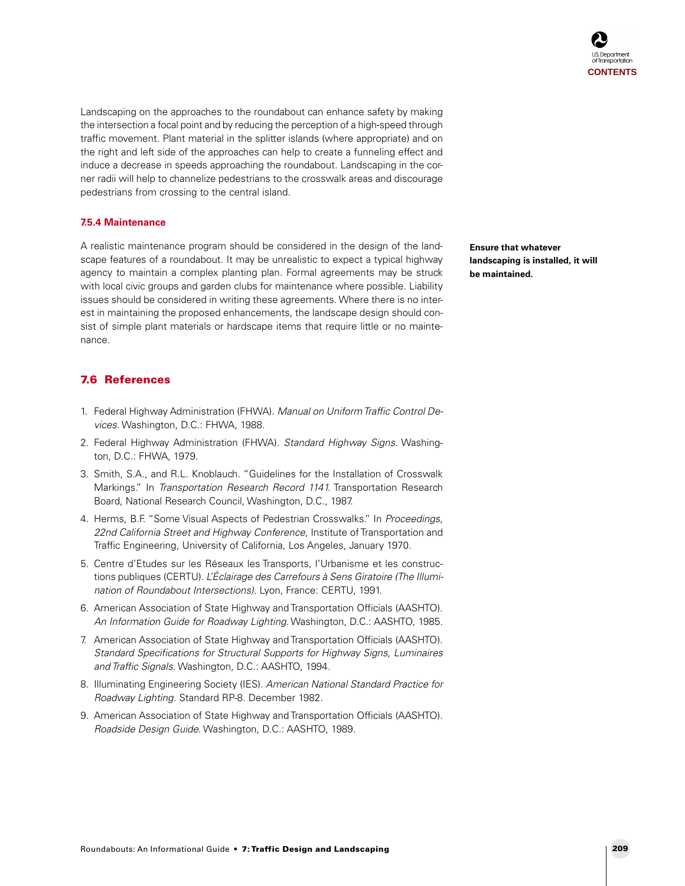Landscaping on the approaches to the roundabout can enhance safety by making the intersection a focal point and by reducing the perception of a high-speed through traffic movement. Plant material in the splitter islands (where appropriate) and on the right and left side of the approaches can help to create a funneling effect and induce a decrease in speeds approaching the roundabout. Landscaping in the corner radii will help to channelize pedestrians to the crosswalk areas and discourage pedestrians from crossing to the central island.

### 7.5.4 Maintenance

A realistic maintenance program should be considered in the design of the landscape features of a roundabout. It may be unrealistic to expect a typical highway agency to maintain a complex planting plan. Formal agreements may be struck with local civic groups and garden clubs for maintenance where possible. Liability issues should be considered in writing these agreements. Where there is no interest in maintaining the proposed enhancements, the landscape design should consist of simple plant materials or hardscape items that require little or no maintenance.

**Ensure that whatever landscaping is installed, it will be maintained.**

## 7.6 References

1. Federal Highway Administration (FHWA). *Manual on Uniform Traffic Control Devices*. Washington, D.C.: FHWA, 1988.
2. Federal Highway Administration (FHWA). *Standard Highway Signs*. Washington, D.C.: FHWA, 1979.
3. Smith, S.A., and R.L. Knoblauch. "Guidelines for the Installation of Crosswalk Markings." In *Transportation Research Record 1141*. Transportation Research Board, National Research Council, Washington, D.C., 1987.
4. Herms, B.F. "Some Visual Aspects of Pedestrian Crosswalks." In *Proceedings, 22nd California Street and Highway Conference*, Institute of Transportation and Traffic Engineering, University of California, Los Angeles, January 1970.
5. Centre d'Etudes sur les Réseaux les Transports, l'Urbanisme et les constructions publiques (CERTU). *L'Éclairage des Carrefours à Sens Giratoire (The Illumination of Roundabout Intersections)*. Lyon, France: CERTU, 1991.
6. American Association of State Highway and Transportation Officials (AASHTO). *An Information Guide for Roadway Lighting*. Washington, D.C.: AASHTO, 1985.
7. American Association of State Highway and Transportation Officials (AASHTO). *Standard Specifications for Structural Supports for Highway Signs, Luminaires and Traffic Signals*. Washington, D.C.: AASHTO, 1994.
8. Illuminating Engineering Society (IES). *American National Standard Practice for Roadway Lighting*. Standard RP-8. December 1982.
9. American Association of State Highway and Transportation Officials (AASHTO). *Roadside Design Guide*. Washington, D.C.: AASHTO, 1989.